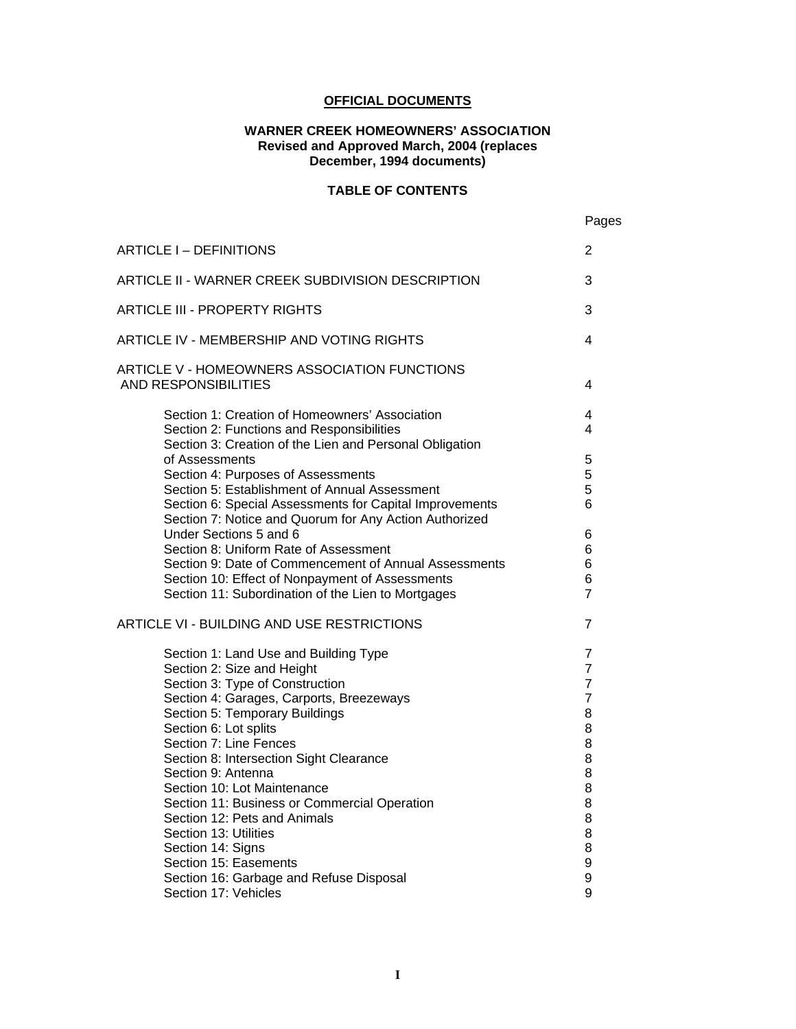**OFFICIAL DOCUMENTS**

**WARNER CREEK HOMEOWNERS' ASSOCIATION**
**Revised and Approved March, 2004 (replaces December, 1994 documents)**

**TABLE OF CONTENTS**

| | Pages |
|---|---|
| ARTICLE I – DEFINITIONS | 2 |
| ARTICLE II - WARNER CREEK SUBDIVISION DESCRIPTION | 3 |
| ARTICLE III - PROPERTY RIGHTS | 3 |
| ARTICLE IV - MEMBERSHIP AND VOTING RIGHTS | 4 |
| ARTICLE V - HOMEOWNERS ASSOCIATION FUNCTIONS AND RESPONSIBILITIES | 4 |
| Section 1: Creation of Homeowners' Association | 4 |
| Section 2: Functions and Responsibilities | 4 |
| Section 3: Creation of the Lien and Personal Obligation of Assessments | 5 |
| Section 4: Purposes of Assessments | 5 |
| Section 5: Establishment of Annual Assessment | 5 |
| Section 6: Special Assessments for Capital Improvements | 6 |
| Section 7: Notice and Quorum for Any Action Authorized Under Sections 5 and 6 | 6 |
| Section 8: Uniform Rate of Assessment | 6 |
| Section 9: Date of Commencement of Annual Assessments | 6 |
| Section 10: Effect of Nonpayment of Assessments | 6 |
| Section 11: Subordination of the Lien to Mortgages | 7 |
| ARTICLE VI - BUILDING AND USE RESTRICTIONS | 7 |
| Section 1: Land Use and Building Type | 7 |
| Section 2: Size and Height | 7 |
| Section 3: Type of Construction | 7 |
| Section 4: Garages, Carports, Breezeways | 7 |
| Section 5: Temporary Buildings | 8 |
| Section 6: Lot splits | 8 |
| Section 7: Line Fences | 8 |
| Section 8: Intersection Sight Clearance | 8 |
| Section 9: Antenna | 8 |
| Section 10: Lot Maintenance | 8 |
| Section 11: Business or Commercial Operation | 8 |
| Section 12: Pets and Animals | 8 |
| Section 13: Utilities | 8 |
| Section 14: Signs | 8 |
| Section 15: Easements | 9 |
| Section 16: Garbage and Refuse Disposal | 9 |
| Section 17: Vehicles | 9 |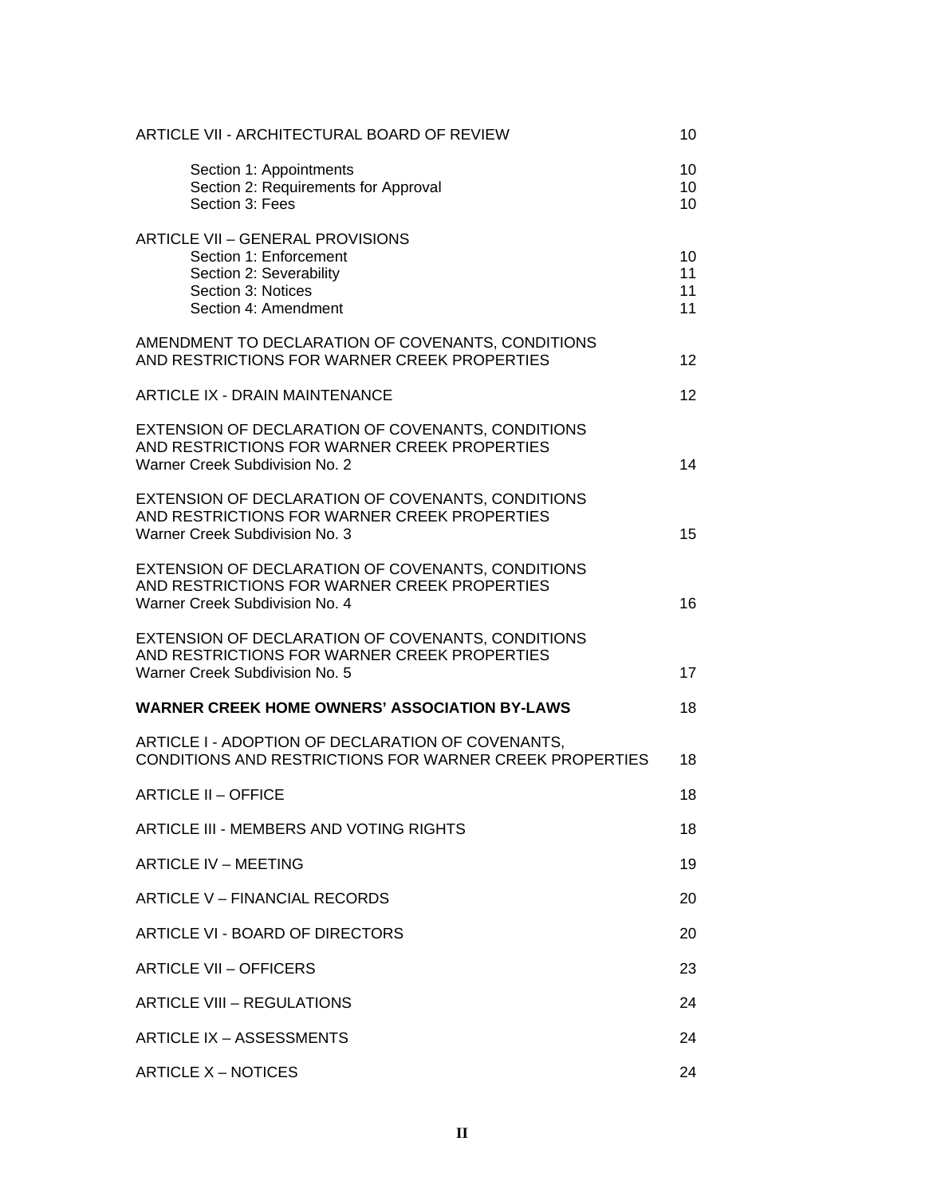| | |
|---|---|
| ARTICLE VII - ARCHITECTURAL BOARD OF REVIEW | 10 |
| Section 1: Appointments | 10 |
| Section 2: Requirements for Approval | 10 |
| Section 3: Fees | 10 |
| ARTICLE VII – GENERAL PROVISIONS | |
| Section 1: Enforcement | 10 |
| Section 2: Severability | 11 |
| Section 3: Notices | 11 |
| Section 4: Amendment | 11 |
| AMENDMENT TO DECLARATION OF COVENANTS, CONDITIONS AND RESTRICTIONS FOR WARNER CREEK PROPERTIES | 12 |
| ARTICLE IX - DRAIN MAINTENANCE | 12 |
| EXTENSION OF DECLARATION OF COVENANTS, CONDITIONS AND RESTRICTIONS FOR WARNER CREEK PROPERTIES Warner Creek Subdivision No. 2 | 14 |
| EXTENSION OF DECLARATION OF COVENANTS, CONDITIONS AND RESTRICTIONS FOR WARNER CREEK PROPERTIES Warner Creek Subdivision No. 3 | 15 |
| EXTENSION OF DECLARATION OF COVENANTS, CONDITIONS AND RESTRICTIONS FOR WARNER CREEK PROPERTIES Warner Creek Subdivision No. 4 | 16 |
| EXTENSION OF DECLARATION OF COVENANTS, CONDITIONS AND RESTRICTIONS FOR WARNER CREEK PROPERTIES Warner Creek Subdivision No. 5 | 17 |
| **WARNER CREEK HOME OWNERS' ASSOCIATION BY-LAWS** | 18 |
| ARTICLE I - ADOPTION OF DECLARATION OF COVENANTS, CONDITIONS AND RESTRICTIONS FOR WARNER CREEK PROPERTIES | 18 |
| ARTICLE II – OFFICE | 18 |
| ARTICLE III - MEMBERS AND VOTING RIGHTS | 18 |
| ARTICLE IV – MEETING | 19 |
| ARTICLE V – FINANCIAL RECORDS | 20 |
| ARTICLE VI - BOARD OF DIRECTORS | 20 |
| ARTICLE VII – OFFICERS | 23 |
| ARTICLE VIII – REGULATIONS | 24 |
| ARTICLE IX – ASSESSMENTS | 24 |
| ARTICLE X – NOTICES | 24 |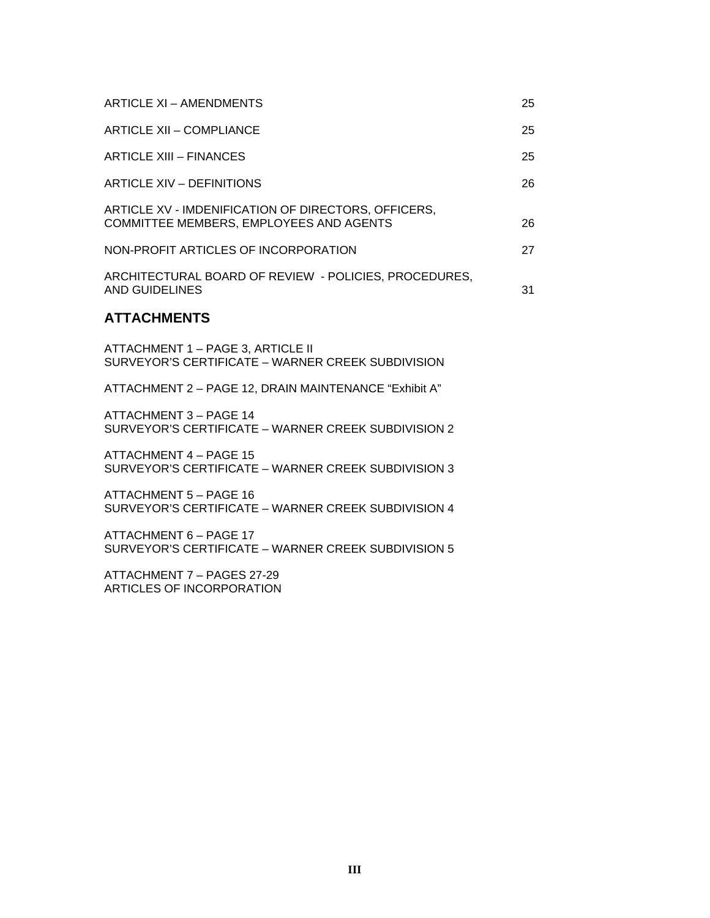| | |
|---|---|
| ARTICLE XI – AMENDMENTS | 25 |
| ARTICLE XII – COMPLIANCE | 25 |
| ARTICLE XIII – FINANCES | 25 |
| ARTICLE XIV – DEFINITIONS | 26 |
| ARTICLE XV - IMDENIFICATION OF DIRECTORS, OFFICERS, COMMITTEE MEMBERS, EMPLOYEES AND AGENTS | 26 |
| NON-PROFIT ARTICLES OF INCORPORATION | 27 |
| ARCHITECTURAL BOARD OF REVIEW - POLICIES, PROCEDURES, AND GUIDELINES | 31 |

## ATTACHMENTS

ATTACHMENT 1 – PAGE 3, ARTICLE II
SURVEYOR'S CERTIFICATE – WARNER CREEK SUBDIVISION

ATTACHMENT 2 – PAGE 12, DRAIN MAINTENANCE "Exhibit A"

ATTACHMENT 3 – PAGE 14
SURVEYOR'S CERTIFICATE – WARNER CREEK SUBDIVISION 2

ATTACHMENT 4 – PAGE 15
SURVEYOR'S CERTIFICATE – WARNER CREEK SUBDIVISION 3

ATTACHMENT 5 – PAGE 16
SURVEYOR'S CERTIFICATE – WARNER CREEK SUBDIVISION 4

ATTACHMENT 6 – PAGE 17
SURVEYOR'S CERTIFICATE – WARNER CREEK SUBDIVISION 5

ATTACHMENT 7 – PAGES 27-29
ARTICLES OF INCORPORATION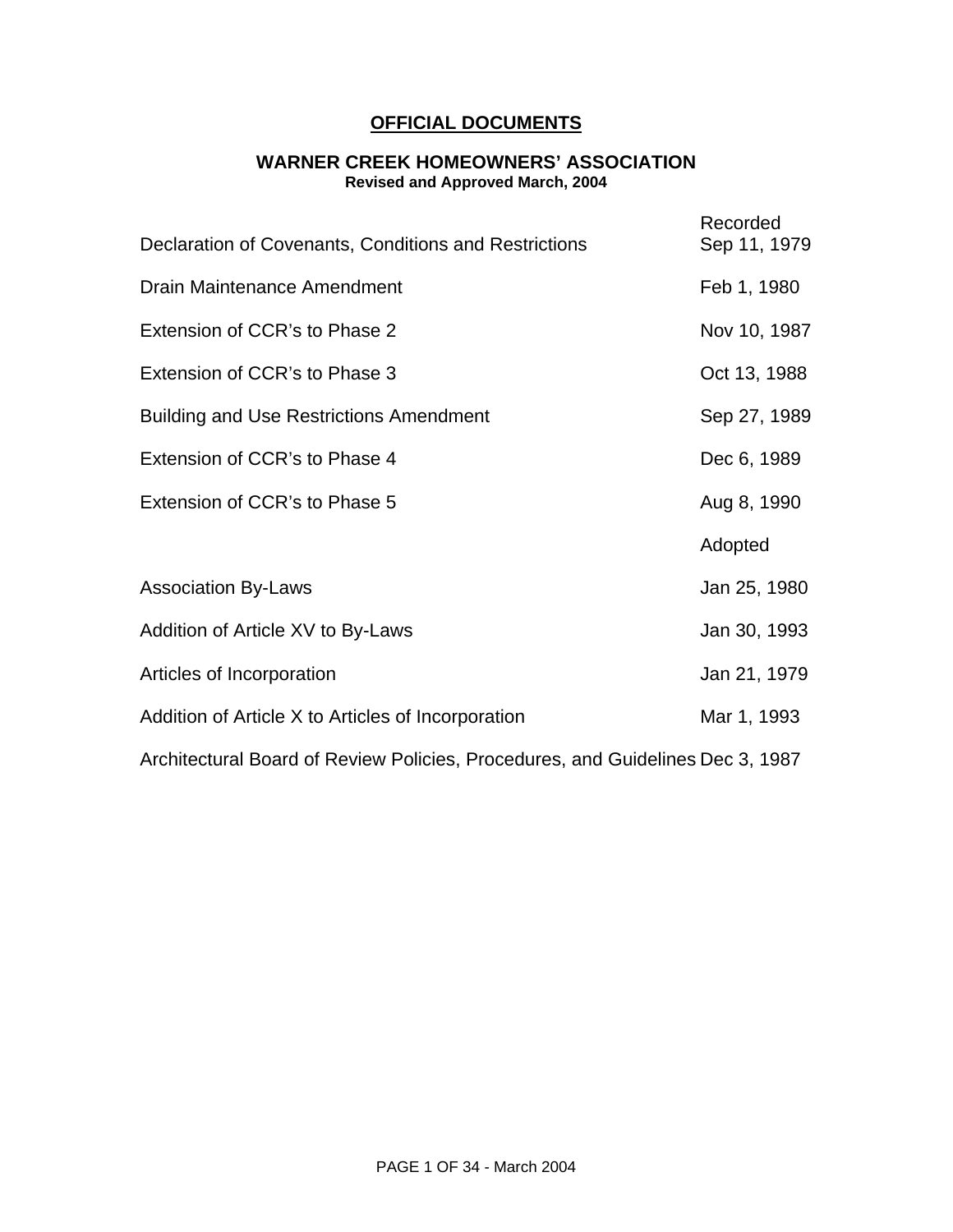# OFFICIAL DOCUMENTS

## WARNER CREEK HOMEOWNERS' ASSOCIATION

**Revised and Approved March, 2004**

| | Recorded |
|---|---|
| Declaration of Covenants, Conditions and Restrictions | Sep 11, 1979 |
| Drain Maintenance Amendment | Feb 1, 1980 |
| Extension of CCR's to Phase 2 | Nov 10, 1987 |
| Extension of CCR's to Phase 3 | Oct 13, 1988 |
| Building and Use Restrictions Amendment | Sep 27, 1989 |
| Extension of CCR's to Phase 4 | Dec 6, 1989 |
| Extension of CCR's to Phase 5 | Aug 8, 1990 |
| | Adopted |
| Association By-Laws | Jan 25, 1980 |
| Addition of Article XV to By-Laws | Jan 30, 1993 |
| Articles of Incorporation | Jan 21, 1979 |
| Addition of Article X to Articles of Incorporation | Mar 1, 1993 |
| Architectural Board of Review Policies, Procedures, and Guidelines | Dec 3, 1987 |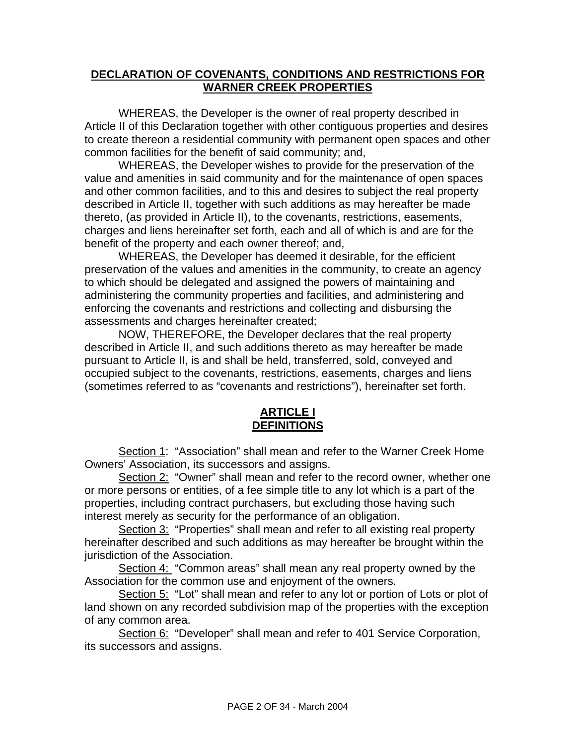## DECLARATION OF COVENANTS, CONDITIONS AND RESTRICTIONS FOR WARNER CREEK PROPERTIES

WHEREAS, the Developer is the owner of real property described in Article II of this Declaration together with other contiguous properties and desires to create thereon a residential community with permanent open spaces and other common facilities for the benefit of said community; and,

WHEREAS, the Developer wishes to provide for the preservation of the value and amenities in said community and for the maintenance of open spaces and other common facilities, and to this and desires to subject the real property described in Article II, together with such additions as may hereafter be made thereto, (as provided in Article II), to the covenants, restrictions, easements, charges and liens hereinafter set forth, each and all of which is and are for the benefit of the property and each owner thereof; and,

WHEREAS, the Developer has deemed it desirable, for the efficient preservation of the values and amenities in the community, to create an agency to which should be delegated and assigned the powers of maintaining and administering the community properties and facilities, and administering and enforcing the covenants and restrictions and collecting and disbursing the assessments and charges hereinafter created;

NOW, THEREFORE, the Developer declares that the real property described in Article II, and such additions thereto as may hereafter be made pursuant to Article II, is and shall be held, transferred, sold, conveyed and occupied subject to the covenants, restrictions, easements, charges and liens (sometimes referred to as "covenants and restrictions"), hereinafter set forth.

## ARTICLE I
## DEFINITIONS

Section 1: "Association" shall mean and refer to the Warner Creek Home Owners' Association, its successors and assigns.

Section 2: "Owner" shall mean and refer to the record owner, whether one or more persons or entities, of a fee simple title to any lot which is a part of the properties, including contract purchasers, but excluding those having such interest merely as security for the performance of an obligation.

Section 3: "Properties" shall mean and refer to all existing real property hereinafter described and such additions as may hereafter be brought within the jurisdiction of the Association.

Section 4: "Common areas" shall mean any real property owned by the Association for the common use and enjoyment of the owners.

Section 5: "Lot" shall mean and refer to any lot or portion of Lots or plot of land shown on any recorded subdivision map of the properties with the exception of any common area.

Section 6: "Developer" shall mean and refer to 401 Service Corporation, its successors and assigns.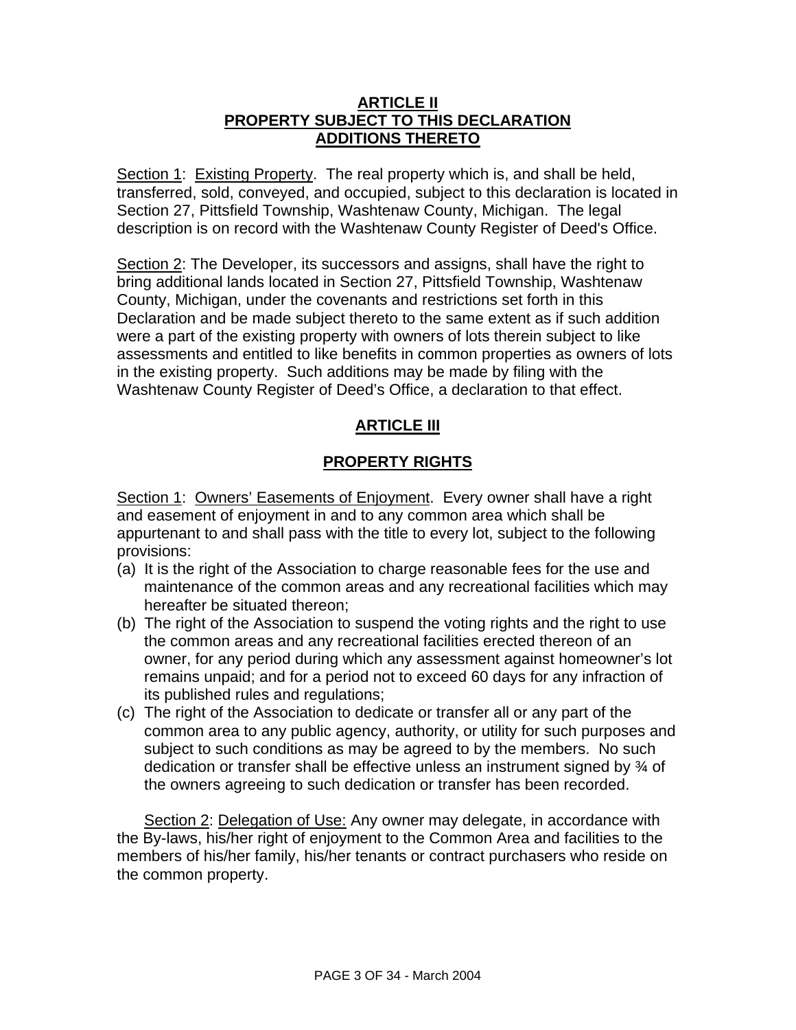## ARTICLE II
## PROPERTY SUBJECT TO THIS DECLARATION
## ADDITIONS THERETO

Section 1: Existing Property. The real property which is, and shall be held, transferred, sold, conveyed, and occupied, subject to this declaration is located in Section 27, Pittsfield Township, Washtenaw County, Michigan. The legal description is on record with the Washtenaw County Register of Deed's Office.

Section 2: The Developer, its successors and assigns, shall have the right to bring additional lands located in Section 27, Pittsfield Township, Washtenaw County, Michigan, under the covenants and restrictions set forth in this Declaration and be made subject thereto to the same extent as if such addition were a part of the existing property with owners of lots therein subject to like assessments and entitled to like benefits in common properties as owners of lots in the existing property. Such additions may be made by filing with the Washtenaw County Register of Deed's Office, a declaration to that effect.

## ARTICLE III

## PROPERTY RIGHTS

Section 1: Owners' Easements of Enjoyment. Every owner shall have a right and easement of enjoyment in and to any common area which shall be appurtenant to and shall pass with the title to every lot, subject to the following provisions:

(a) It is the right of the Association to charge reasonable fees for the use and maintenance of the common areas and any recreational facilities which may hereafter be situated thereon;

(b) The right of the Association to suspend the voting rights and the right to use the common areas and any recreational facilities erected thereon of an owner, for any period during which any assessment against homeowner's lot remains unpaid; and for a period not to exceed 60 days for any infraction of its published rules and regulations;

(c) The right of the Association to dedicate or transfer all or any part of the common area to any public agency, authority, or utility for such purposes and subject to such conditions as may be agreed to by the members. No such dedication or transfer shall be effective unless an instrument signed by ¾ of the owners agreeing to such dedication or transfer has been recorded.

Section 2: Delegation of Use: Any owner may delegate, in accordance with the By-laws, his/her right of enjoyment to the Common Area and facilities to the members of his/her family, his/her tenants or contract purchasers who reside on the common property.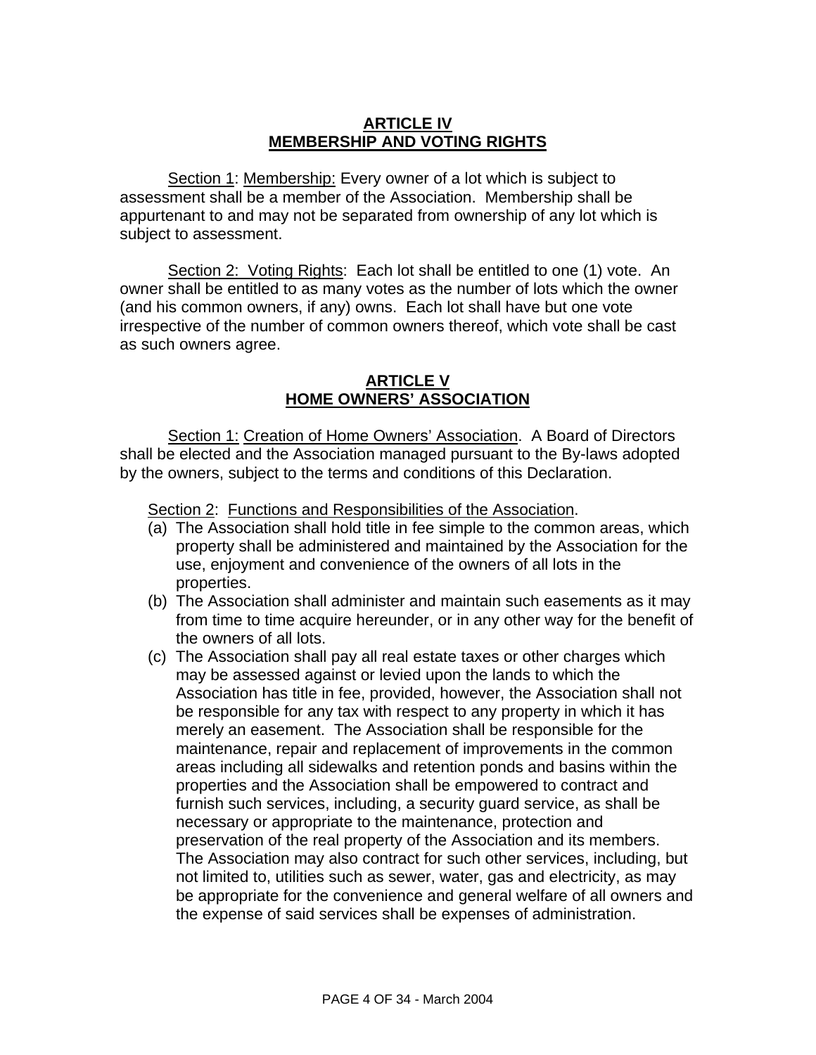## ARTICLE IV
## MEMBERSHIP AND VOTING RIGHTS

Section 1: Membership: Every owner of a lot which is subject to assessment shall be a member of the Association. Membership shall be appurtenant to and may not be separated from ownership of any lot which is subject to assessment.

Section 2: Voting Rights: Each lot shall be entitled to one (1) vote. An owner shall be entitled to as many votes as the number of lots which the owner (and his common owners, if any) owns. Each lot shall have but one vote irrespective of the number of common owners thereof, which vote shall be cast as such owners agree.

## ARTICLE V
## HOME OWNERS' ASSOCIATION

Section 1: Creation of Home Owners' Association. A Board of Directors shall be elected and the Association managed pursuant to the By-laws adopted by the owners, subject to the terms and conditions of this Declaration.

Section 2: Functions and Responsibilities of the Association.

(a) The Association shall hold title in fee simple to the common areas, which property shall be administered and maintained by the Association for the use, enjoyment and convenience of the owners of all lots in the properties.

(b) The Association shall administer and maintain such easements as it may from time to time acquire hereunder, or in any other way for the benefit of the owners of all lots.

(c) The Association shall pay all real estate taxes or other charges which may be assessed against or levied upon the lands to which the Association has title in fee, provided, however, the Association shall not be responsible for any tax with respect to any property in which it has merely an easement. The Association shall be responsible for the maintenance, repair and replacement of improvements in the common areas including all sidewalks and retention ponds and basins within the properties and the Association shall be empowered to contract and furnish such services, including, a security guard service, as shall be necessary or appropriate to the maintenance, protection and preservation of the real property of the Association and its members. The Association may also contract for such other services, including, but not limited to, utilities such as sewer, water, gas and electricity, as may be appropriate for the convenience and general welfare of all owners and the expense of said services shall be expenses of administration.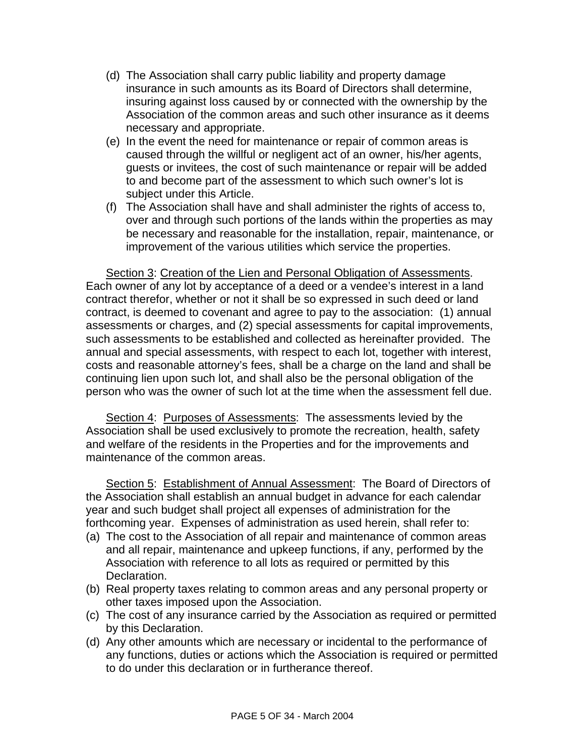(d) The Association shall carry public liability and property damage insurance in such amounts as its Board of Directors shall determine, insuring against loss caused by or connected with the ownership by the Association of the common areas and such other insurance as it deems necessary and appropriate.

(e) In the event the need for maintenance or repair of common areas is caused through the willful or negligent act of an owner, his/her agents, guests or invitees, the cost of such maintenance or repair will be added to and become part of the assessment to which such owner's lot is subject under this Article.

(f) The Association shall have and shall administer the rights of access to, over and through such portions of the lands within the properties as may be necessary and reasonable for the installation, repair, maintenance, or improvement of the various utilities which service the properties.

<u>Section 3</u>: <u>Creation of the Lien and Personal Obligation of Assessments</u>. Each owner of any lot by acceptance of a deed or a vendee's interest in a land contract therefor, whether or not it shall be so expressed in such deed or land contract, is deemed to covenant and agree to pay to the association: (1) annual assessments or charges, and (2) special assessments for capital improvements, such assessments to be established and collected as hereinafter provided. The annual and special assessments, with respect to each lot, together with interest, costs and reasonable attorney's fees, shall be a charge on the land and shall be continuing lien upon such lot, and shall also be the personal obligation of the person who was the owner of such lot at the time when the assessment fell due.

<u>Section 4</u>: <u>Purposes of Assessments</u>: The assessments levied by the Association shall be used exclusively to promote the recreation, health, safety and welfare of the residents in the Properties and for the improvements and maintenance of the common areas.

<u>Section 5</u>: <u>Establishment of Annual Assessment</u>: The Board of Directors of the Association shall establish an annual budget in advance for each calendar year and such budget shall project all expenses of administration for the forthcoming year. Expenses of administration as used herein, shall refer to:

(a) The cost to the Association of all repair and maintenance of common areas and all repair, maintenance and upkeep functions, if any, performed by the Association with reference to all lots as required or permitted by this Declaration.

(b) Real property taxes relating to common areas and any personal property or other taxes imposed upon the Association.

(c) The cost of any insurance carried by the Association as required or permitted by this Declaration.

(d) Any other amounts which are necessary or incidental to the performance of any functions, duties or actions which the Association is required or permitted to do under this declaration or in furtherance thereof.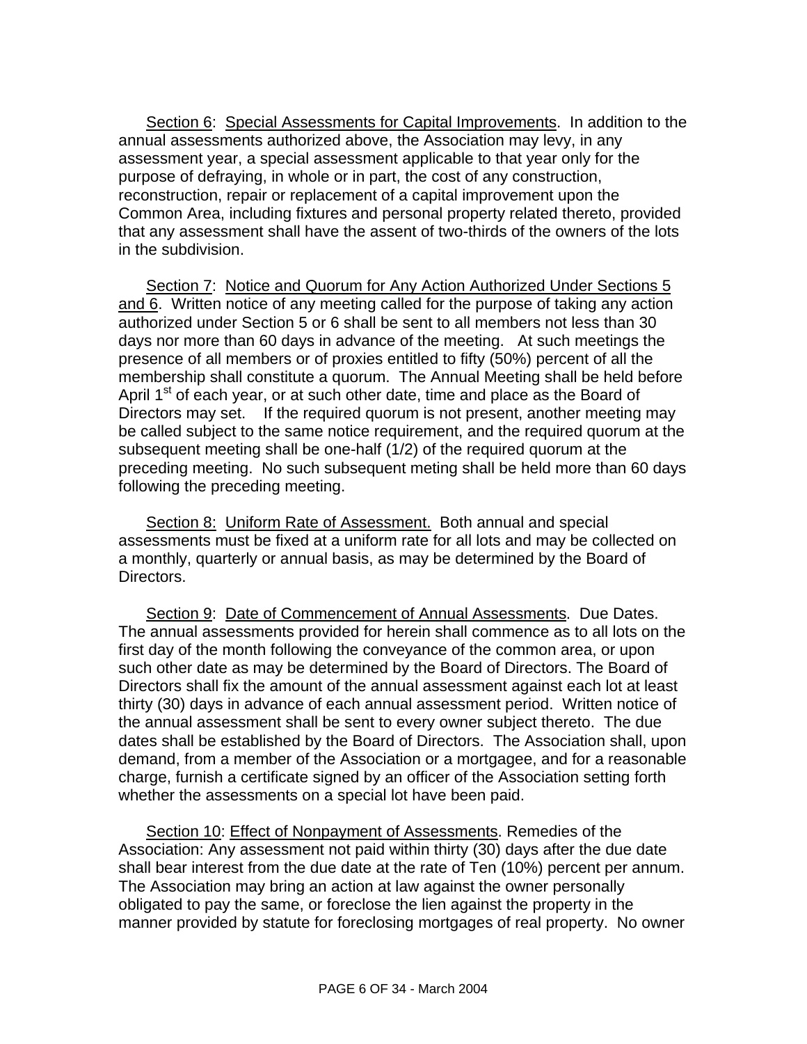Section 6: Special Assessments for Capital Improvements. In addition to the annual assessments authorized above, the Association may levy, in any assessment year, a special assessment applicable to that year only for the purpose of defraying, in whole or in part, the cost of any construction, reconstruction, repair or replacement of a capital improvement upon the Common Area, including fixtures and personal property related thereto, provided that any assessment shall have the assent of two-thirds of the owners of the lots in the subdivision.

Section 7: Notice and Quorum for Any Action Authorized Under Sections 5 and 6. Written notice of any meeting called for the purpose of taking any action authorized under Section 5 or 6 shall be sent to all members not less than 30 days nor more than 60 days in advance of the meeting. At such meetings the presence of all members or of proxies entitled to fifty (50%) percent of all the membership shall constitute a quorum. The Annual Meeting shall be held before April 1st of each year, or at such other date, time and place as the Board of Directors may set. If the required quorum is not present, another meeting may be called subject to the same notice requirement, and the required quorum at the subsequent meeting shall be one-half (1/2) of the required quorum at the preceding meeting. No such subsequent meting shall be held more than 60 days following the preceding meeting.

Section 8: Uniform Rate of Assessment. Both annual and special assessments must be fixed at a uniform rate for all lots and may be collected on a monthly, quarterly or annual basis, as may be determined by the Board of Directors.

Section 9: Date of Commencement of Annual Assessments. Due Dates. The annual assessments provided for herein shall commence as to all lots on the first day of the month following the conveyance of the common area, or upon such other date as may be determined by the Board of Directors. The Board of Directors shall fix the amount of the annual assessment against each lot at least thirty (30) days in advance of each annual assessment period. Written notice of the annual assessment shall be sent to every owner subject thereto. The due dates shall be established by the Board of Directors. The Association shall, upon demand, from a member of the Association or a mortgagee, and for a reasonable charge, furnish a certificate signed by an officer of the Association setting forth whether the assessments on a special lot have been paid.

Section 10: Effect of Nonpayment of Assessments. Remedies of the Association: Any assessment not paid within thirty (30) days after the due date shall bear interest from the due date at the rate of Ten (10%) percent per annum. The Association may bring an action at law against the owner personally obligated to pay the same, or foreclose the lien against the property in the manner provided by statute for foreclosing mortgages of real property. No owner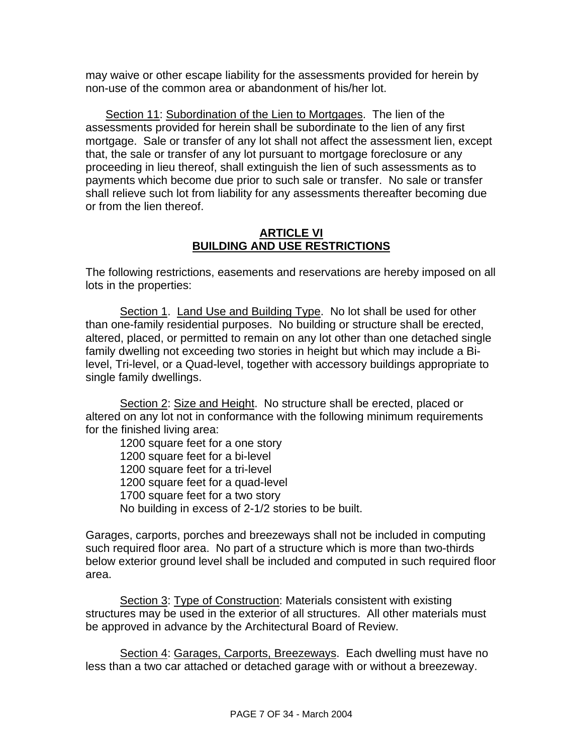may waive or other escape liability for the assessments provided for herein by non-use of the common area or abandonment of his/her lot.

Section 11: Subordination of the Lien to Mortgages. The lien of the assessments provided for herein shall be subordinate to the lien of any first mortgage. Sale or transfer of any lot shall not affect the assessment lien, except that, the sale or transfer of any lot pursuant to mortgage foreclosure or any proceeding in lieu thereof, shall extinguish the lien of such assessments as to payments which become due prior to such sale or transfer. No sale or transfer shall relieve such lot from liability for any assessments thereafter becoming due or from the lien thereof.

## ARTICLE VI
## BUILDING AND USE RESTRICTIONS

The following restrictions, easements and reservations are hereby imposed on all lots in the properties:

Section 1. Land Use and Building Type. No lot shall be used for other than one-family residential purposes. No building or structure shall be erected, altered, placed, or permitted to remain on any lot other than one detached single family dwelling not exceeding two stories in height but which may include a Bi-level, Tri-level, or a Quad-level, together with accessory buildings appropriate to single family dwellings.

Section 2: Size and Height. No structure shall be erected, placed or altered on any lot not in conformance with the following minimum requirements for the finished living area:

1200 square feet for a one story
1200 square feet for a bi-level
1200 square feet for a tri-level
1200 square feet for a quad-level
1700 square feet for a two story
No building in excess of 2-1/2 stories to be built.

Garages, carports, porches and breezeways shall not be included in computing such required floor area. No part of a structure which is more than two-thirds below exterior ground level shall be included and computed in such required floor area.

Section 3: Type of Construction: Materials consistent with existing structures may be used in the exterior of all structures. All other materials must be approved in advance by the Architectural Board of Review.

Section 4: Garages, Carports, Breezeways. Each dwelling must have no less than a two car attached or detached garage with or without a breezeway.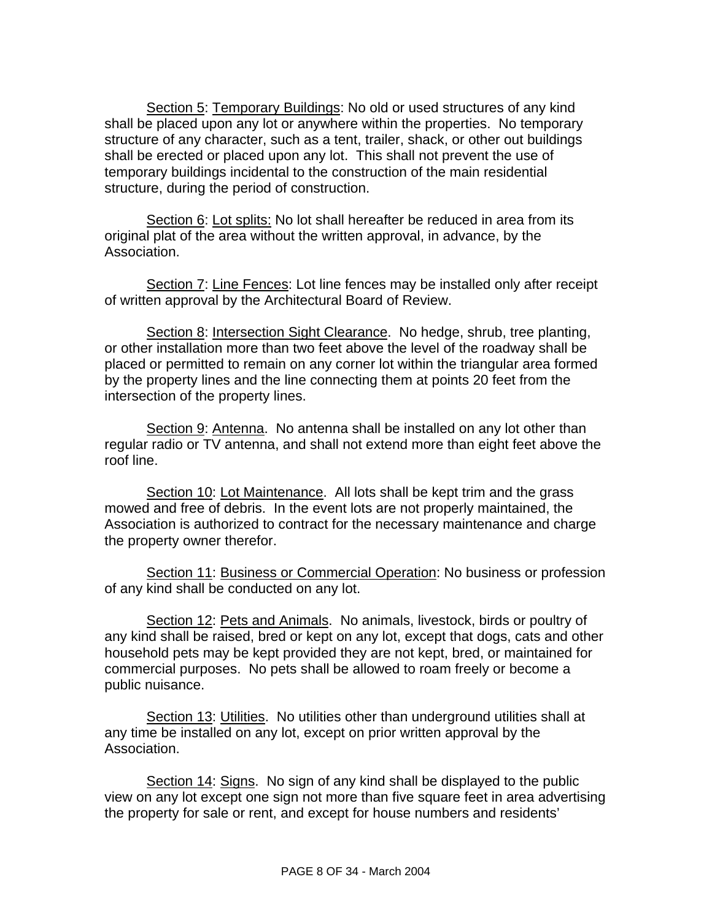Section 5: Temporary Buildings: No old or used structures of any kind shall be placed upon any lot or anywhere within the properties. No temporary structure of any character, such as a tent, trailer, shack, or other out buildings shall be erected or placed upon any lot. This shall not prevent the use of temporary buildings incidental to the construction of the main residential structure, during the period of construction.

Section 6: Lot splits: No lot shall hereafter be reduced in area from its original plat of the area without the written approval, in advance, by the Association.

Section 7: Line Fences: Lot line fences may be installed only after receipt of written approval by the Architectural Board of Review.

Section 8: Intersection Sight Clearance. No hedge, shrub, tree planting, or other installation more than two feet above the level of the roadway shall be placed or permitted to remain on any corner lot within the triangular area formed by the property lines and the line connecting them at points 20 feet from the intersection of the property lines.

Section 9: Antenna. No antenna shall be installed on any lot other than regular radio or TV antenna, and shall not extend more than eight feet above the roof line.

Section 10: Lot Maintenance. All lots shall be kept trim and the grass mowed and free of debris. In the event lots are not properly maintained, the Association is authorized to contract for the necessary maintenance and charge the property owner therefor.

Section 11: Business or Commercial Operation: No business or profession of any kind shall be conducted on any lot.

Section 12: Pets and Animals. No animals, livestock, birds or poultry of any kind shall be raised, bred or kept on any lot, except that dogs, cats and other household pets may be kept provided they are not kept, bred, or maintained for commercial purposes. No pets shall be allowed to roam freely or become a public nuisance.

Section 13: Utilities. No utilities other than underground utilities shall at any time be installed on any lot, except on prior written approval by the Association.

Section 14: Signs. No sign of any kind shall be displayed to the public view on any lot except one sign not more than five square feet in area advertising the property for sale or rent, and except for house numbers and residents'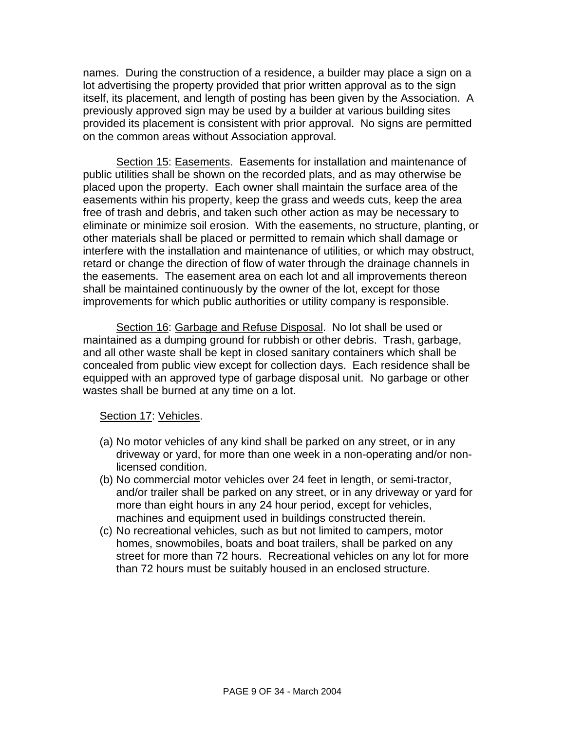names. During the construction of a residence, a builder may place a sign on a lot advertising the property provided that prior written approval as to the sign itself, its placement, and length of posting has been given by the Association. A previously approved sign may be used by a builder at various building sites provided its placement is consistent with prior approval. No signs are permitted on the common areas without Association approval.

Section 15: Easements. Easements for installation and maintenance of public utilities shall be shown on the recorded plats, and as may otherwise be placed upon the property. Each owner shall maintain the surface area of the easements within his property, keep the grass and weeds cuts, keep the area free of trash and debris, and taken such other action as may be necessary to eliminate or minimize soil erosion. With the easements, no structure, planting, or other materials shall be placed or permitted to remain which shall damage or interfere with the installation and maintenance of utilities, or which may obstruct, retard or change the direction of flow of water through the drainage channels in the easements. The easement area on each lot and all improvements thereon shall be maintained continuously by the owner of the lot, except for those improvements for which public authorities or utility company is responsible.

Section 16: Garbage and Refuse Disposal. No lot shall be used or maintained as a dumping ground for rubbish or other debris. Trash, garbage, and all other waste shall be kept in closed sanitary containers which shall be concealed from public view except for collection days. Each residence shall be equipped with an approved type of garbage disposal unit. No garbage or other wastes shall be burned at any time on a lot.

Section 17: Vehicles.

(a) No motor vehicles of any kind shall be parked on any street, or in any driveway or yard, for more than one week in a non-operating and/or non-licensed condition.
(b) No commercial motor vehicles over 24 feet in length, or semi-tractor, and/or trailer shall be parked on any street, or in any driveway or yard for more than eight hours in any 24 hour period, except for vehicles, machines and equipment used in buildings constructed therein.
(c) No recreational vehicles, such as but not limited to campers, motor homes, snowmobiles, boats and boat trailers, shall be parked on any street for more than 72 hours. Recreational vehicles on any lot for more than 72 hours must be suitably housed in an enclosed structure.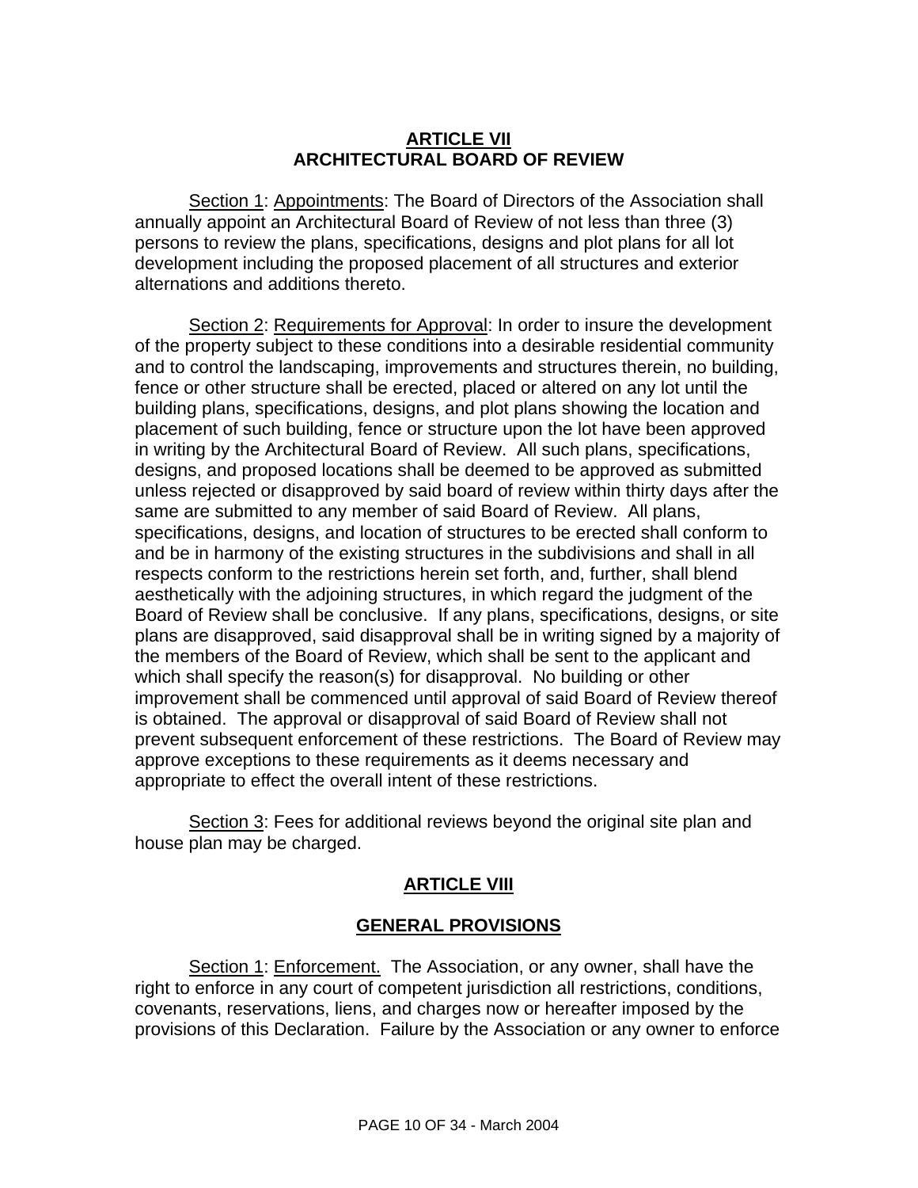## ARTICLE VII
## ARCHITECTURAL BOARD OF REVIEW

Section 1: Appointments: The Board of Directors of the Association shall annually appoint an Architectural Board of Review of not less than three (3) persons to review the plans, specifications, designs and plot plans for all lot development including the proposed placement of all structures and exterior alternations and additions thereto.

Section 2: Requirements for Approval: In order to insure the development of the property subject to these conditions into a desirable residential community and to control the landscaping, improvements and structures therein, no building, fence or other structure shall be erected, placed or altered on any lot until the building plans, specifications, designs, and plot plans showing the location and placement of such building, fence or structure upon the lot have been approved in writing by the Architectural Board of Review. All such plans, specifications, designs, and proposed locations shall be deemed to be approved as submitted unless rejected or disapproved by said board of review within thirty days after the same are submitted to any member of said Board of Review. All plans, specifications, designs, and location of structures to be erected shall conform to and be in harmony of the existing structures in the subdivisions and shall in all respects conform to the restrictions herein set forth, and, further, shall blend aesthetically with the adjoining structures, in which regard the judgment of the Board of Review shall be conclusive. If any plans, specifications, designs, or site plans are disapproved, said disapproval shall be in writing signed by a majority of the members of the Board of Review, which shall be sent to the applicant and which shall specify the reason(s) for disapproval. No building or other improvement shall be commenced until approval of said Board of Review thereof is obtained. The approval or disapproval of said Board of Review shall not prevent subsequent enforcement of these restrictions. The Board of Review may approve exceptions to these requirements as it deems necessary and appropriate to effect the overall intent of these restrictions.

Section 3: Fees for additional reviews beyond the original site plan and house plan may be charged.

## ARTICLE VIII

## GENERAL PROVISIONS

Section 1: Enforcement. The Association, or any owner, shall have the right to enforce in any court of competent jurisdiction all restrictions, conditions, covenants, reservations, liens, and charges now or hereafter imposed by the provisions of this Declaration. Failure by the Association or any owner to enforce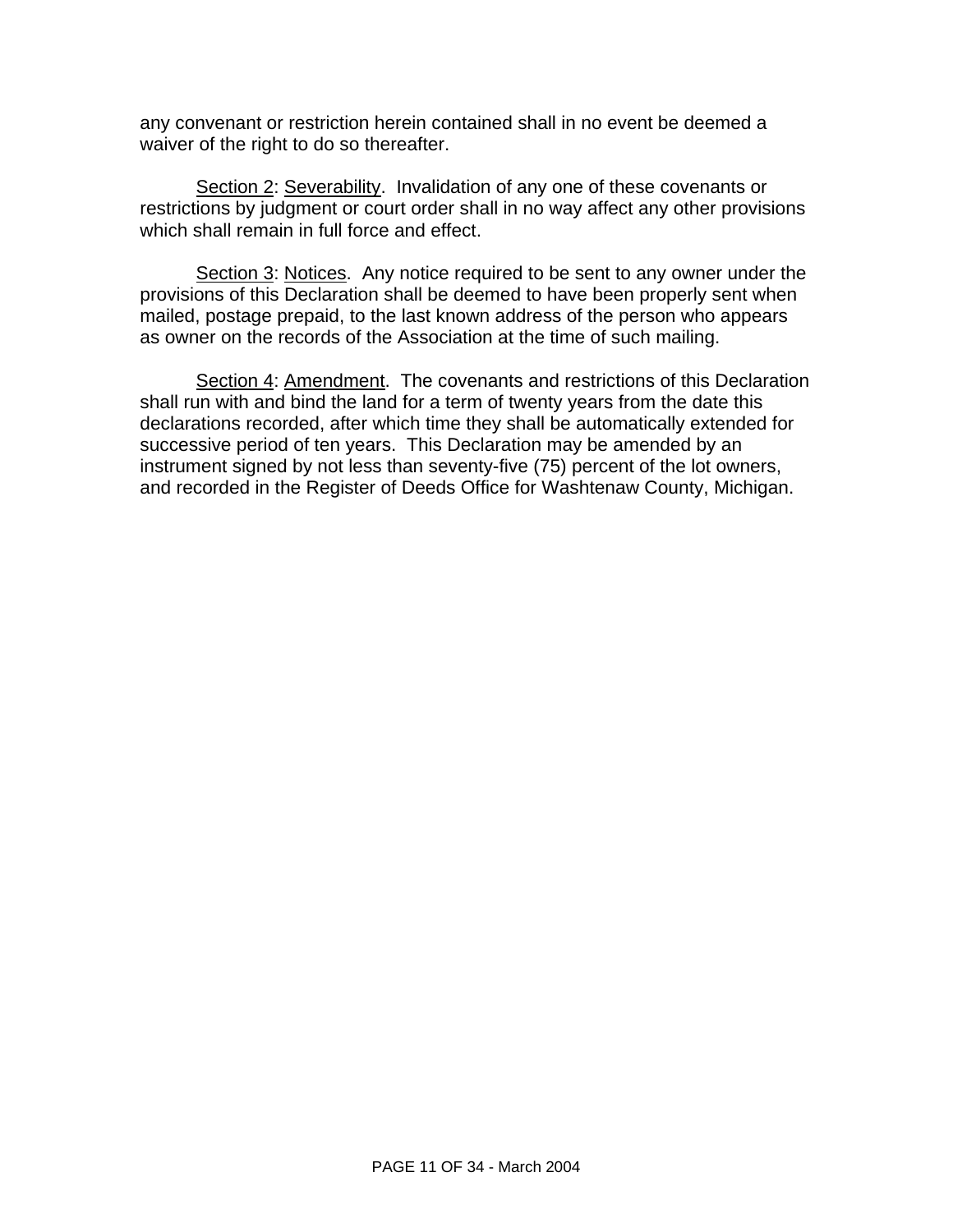any convenant or restriction herein contained shall in no event be deemed a waiver of the right to do so thereafter.

Section 2: Severability. Invalidation of any one of these covenants or restrictions by judgment or court order shall in no way affect any other provisions which shall remain in full force and effect.

Section 3: Notices. Any notice required to be sent to any owner under the provisions of this Declaration shall be deemed to have been properly sent when mailed, postage prepaid, to the last known address of the person who appears as owner on the records of the Association at the time of such mailing.

Section 4: Amendment. The covenants and restrictions of this Declaration shall run with and bind the land for a term of twenty years from the date this declarations recorded, after which time they shall be automatically extended for successive period of ten years. This Declaration may be amended by an instrument signed by not less than seventy-five (75) percent of the lot owners, and recorded in the Register of Deeds Office for Washtenaw County, Michigan.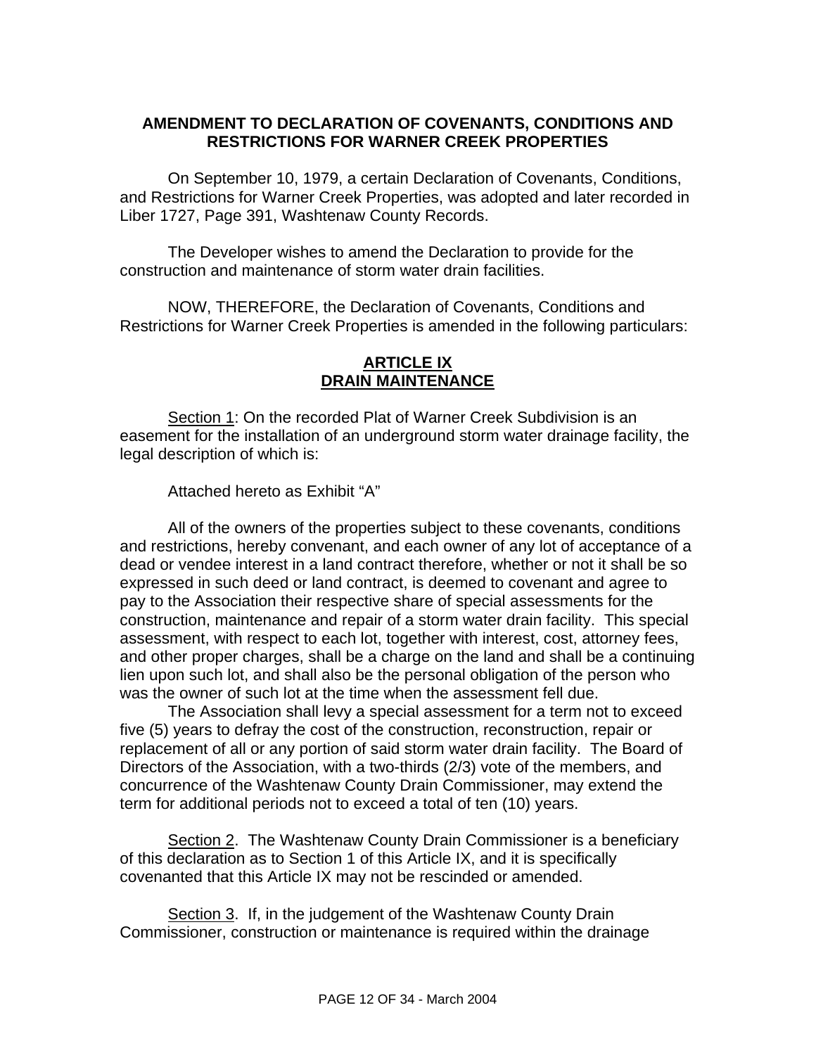**AMENDMENT TO DECLARATION OF COVENANTS, CONDITIONS AND RESTRICTIONS FOR WARNER CREEK PROPERTIES**

On September 10, 1979, a certain Declaration of Covenants, Conditions, and Restrictions for Warner Creek Properties, was adopted and later recorded in Liber 1727, Page 391, Washtenaw County Records.

The Developer wishes to amend the Declaration to provide for the construction and maintenance of storm water drain facilities.

NOW, THEREFORE, the Declaration of Covenants, Conditions and Restrictions for Warner Creek Properties is amended in the following particulars:

**ARTICLE IX**
**DRAIN MAINTENANCE**

Section 1: On the recorded Plat of Warner Creek Subdivision is an easement for the installation of an underground storm water drainage facility, the legal description of which is:

Attached hereto as Exhibit "A"

All of the owners of the properties subject to these covenants, conditions and restrictions, hereby convenant, and each owner of any lot of acceptance of a dead or vendee interest in a land contract therefore, whether or not it shall be so expressed in such deed or land contract, is deemed to covenant and agree to pay to the Association their respective share of special assessments for the construction, maintenance and repair of a storm water drain facility. This special assessment, with respect to each lot, together with interest, cost, attorney fees, and other proper charges, shall be a charge on the land and shall be a continuing lien upon such lot, and shall also be the personal obligation of the person who was the owner of such lot at the time when the assessment fell due.

The Association shall levy a special assessment for a term not to exceed five (5) years to defray the cost of the construction, reconstruction, repair or replacement of all or any portion of said storm water drain facility. The Board of Directors of the Association, with a two-thirds (2/3) vote of the members, and concurrence of the Washtenaw County Drain Commissioner, may extend the term for additional periods not to exceed a total of ten (10) years.

Section 2. The Washtenaw County Drain Commissioner is a beneficiary of this declaration as to Section 1 of this Article IX, and it is specifically covenanted that this Article IX may not be rescinded or amended.

Section 3. If, in the judgement of the Washtenaw County Drain Commissioner, construction or maintenance is required within the drainage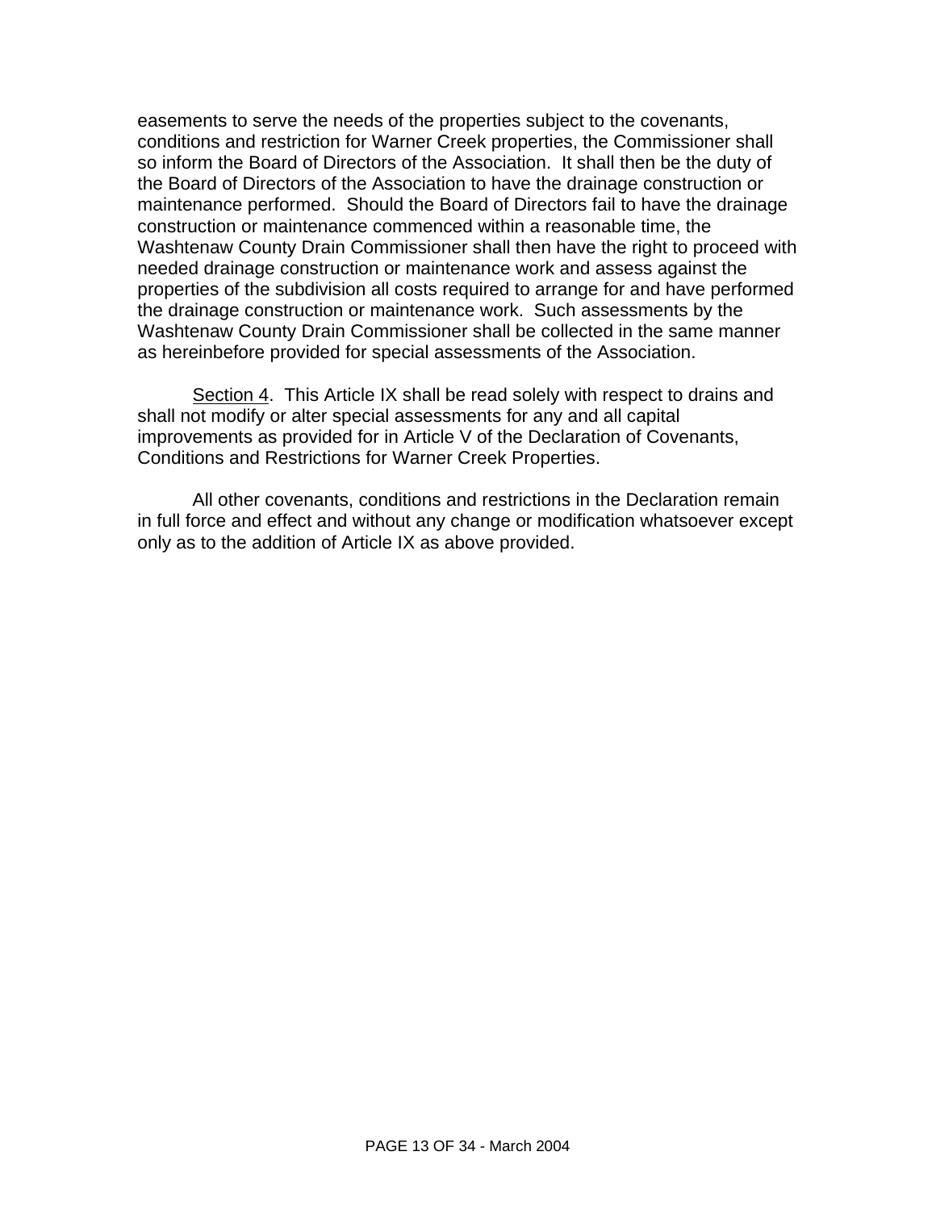easements to serve the needs of the properties subject to the covenants, conditions and restriction for Warner Creek properties, the Commissioner shall so inform the Board of Directors of the Association. It shall then be the duty of the Board of Directors of the Association to have the drainage construction or maintenance performed. Should the Board of Directors fail to have the drainage construction or maintenance commenced within a reasonable time, the Washtenaw County Drain Commissioner shall then have the right to proceed with needed drainage construction or maintenance work and assess against the properties of the subdivision all costs required to arrange for and have performed the drainage construction or maintenance work. Such assessments by the Washtenaw County Drain Commissioner shall be collected in the same manner as hereinbefore provided for special assessments of the Association.

<u>Section 4</u>. This Article IX shall be read solely with respect to drains and shall not modify or alter special assessments for any and all capital improvements as provided for in Article V of the Declaration of Covenants, Conditions and Restrictions for Warner Creek Properties.

All other covenants, conditions and restrictions in the Declaration remain in full force and effect and without any change or modification whatsoever except only as to the addition of Article IX as above provided.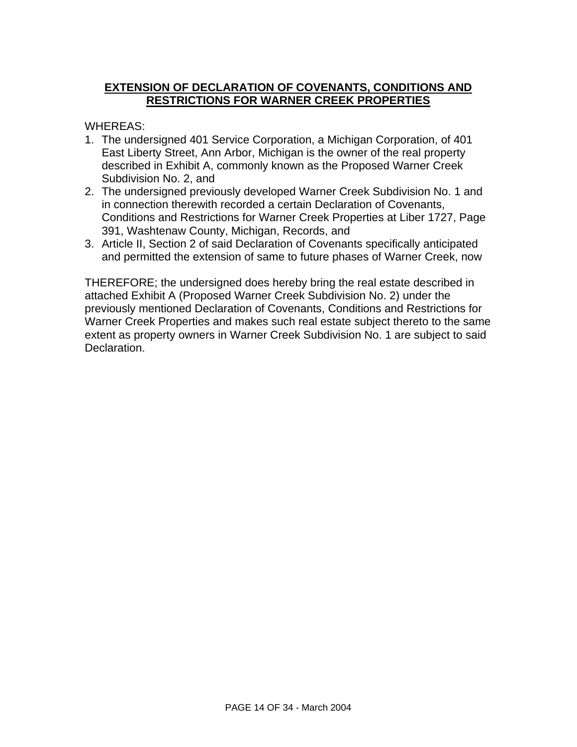## **EXTENSION OF DECLARATION OF COVENANTS, CONDITIONS AND RESTRICTIONS FOR WARNER CREEK PROPERTIES**

WHEREAS:

1. The undersigned 401 Service Corporation, a Michigan Corporation, of 401 East Liberty Street, Ann Arbor, Michigan is the owner of the real property described in Exhibit A, commonly known as the Proposed Warner Creek Subdivision No. 2, and
2. The undersigned previously developed Warner Creek Subdivision No. 1 and in connection therewith recorded a certain Declaration of Covenants, Conditions and Restrictions for Warner Creek Properties at Liber 1727, Page 391, Washtenaw County, Michigan, Records, and
3. Article II, Section 2 of said Declaration of Covenants specifically anticipated and permitted the extension of same to future phases of Warner Creek, now

THEREFORE; the undersigned does hereby bring the real estate described in attached Exhibit A (Proposed Warner Creek Subdivision No. 2) under the previously mentioned Declaration of Covenants, Conditions and Restrictions for Warner Creek Properties and makes such real estate subject thereto to the same extent as property owners in Warner Creek Subdivision No. 1 are subject to said Declaration.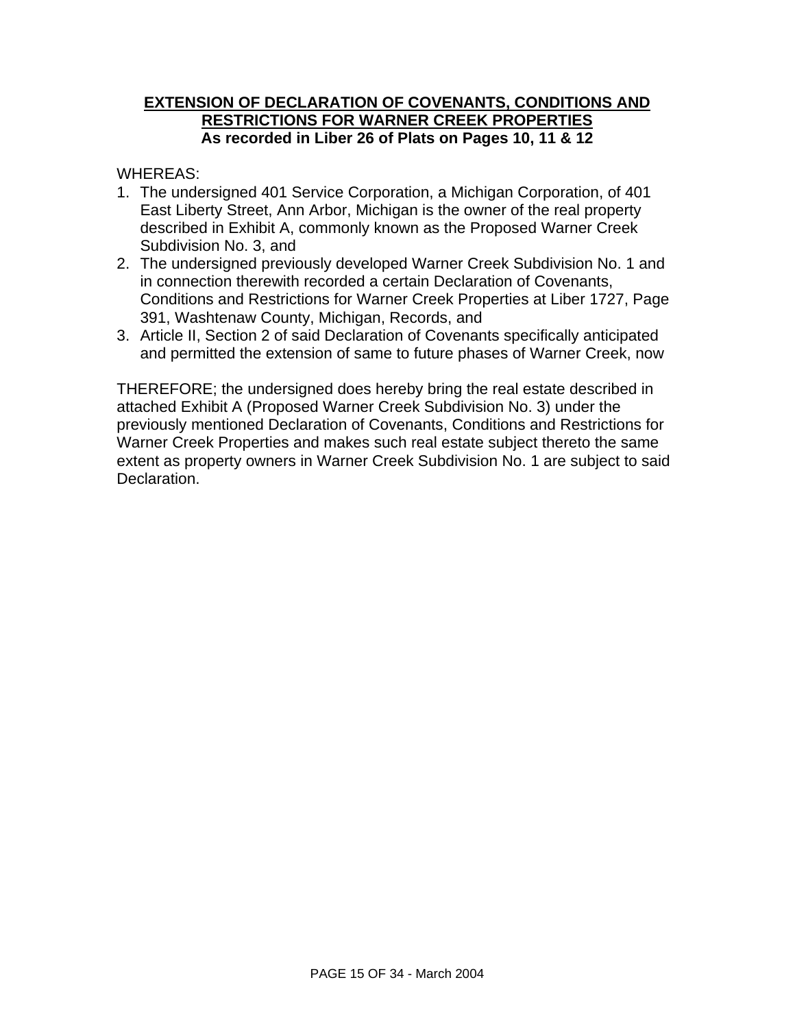**EXTENSION OF DECLARATION OF COVENANTS, CONDITIONS AND RESTRICTIONS FOR WARNER CREEK PROPERTIES**
**As recorded in Liber 26 of Plats on Pages 10, 11 & 12**

WHEREAS:

1. The undersigned 401 Service Corporation, a Michigan Corporation, of 401 East Liberty Street, Ann Arbor, Michigan is the owner of the real property described in Exhibit A, commonly known as the Proposed Warner Creek Subdivision No. 3, and
2. The undersigned previously developed Warner Creek Subdivision No. 1 and in connection therewith recorded a certain Declaration of Covenants, Conditions and Restrictions for Warner Creek Properties at Liber 1727, Page 391, Washtenaw County, Michigan, Records, and
3. Article II, Section 2 of said Declaration of Covenants specifically anticipated and permitted the extension of same to future phases of Warner Creek, now

THEREFORE; the undersigned does hereby bring the real estate described in attached Exhibit A (Proposed Warner Creek Subdivision No. 3) under the previously mentioned Declaration of Covenants, Conditions and Restrictions for Warner Creek Properties and makes such real estate subject thereto the same extent as property owners in Warner Creek Subdivision No. 1 are subject to said Declaration.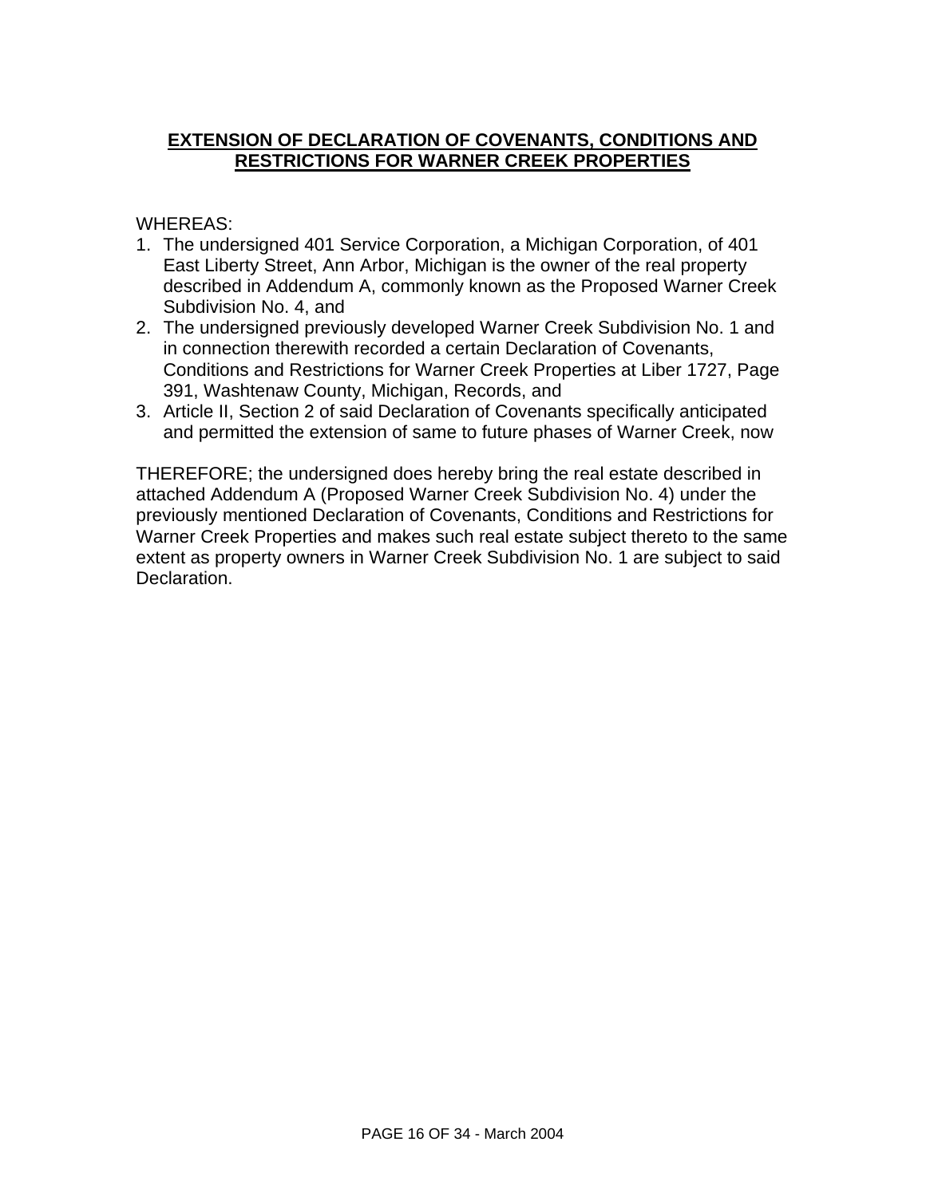# EXTENSION OF DECLARATION OF COVENANTS, CONDITIONS AND RESTRICTIONS FOR WARNER CREEK PROPERTIES

WHEREAS:

1. The undersigned 401 Service Corporation, a Michigan Corporation, of 401 East Liberty Street, Ann Arbor, Michigan is the owner of the real property described in Addendum A, commonly known as the Proposed Warner Creek Subdivision No. 4, and
2. The undersigned previously developed Warner Creek Subdivision No. 1 and in connection therewith recorded a certain Declaration of Covenants, Conditions and Restrictions for Warner Creek Properties at Liber 1727, Page 391, Washtenaw County, Michigan, Records, and
3. Article II, Section 2 of said Declaration of Covenants specifically anticipated and permitted the extension of same to future phases of Warner Creek, now

THEREFORE; the undersigned does hereby bring the real estate described in attached Addendum A (Proposed Warner Creek Subdivision No. 4) under the previously mentioned Declaration of Covenants, Conditions and Restrictions for Warner Creek Properties and makes such real estate subject thereto to the same extent as property owners in Warner Creek Subdivision No. 1 are subject to said Declaration.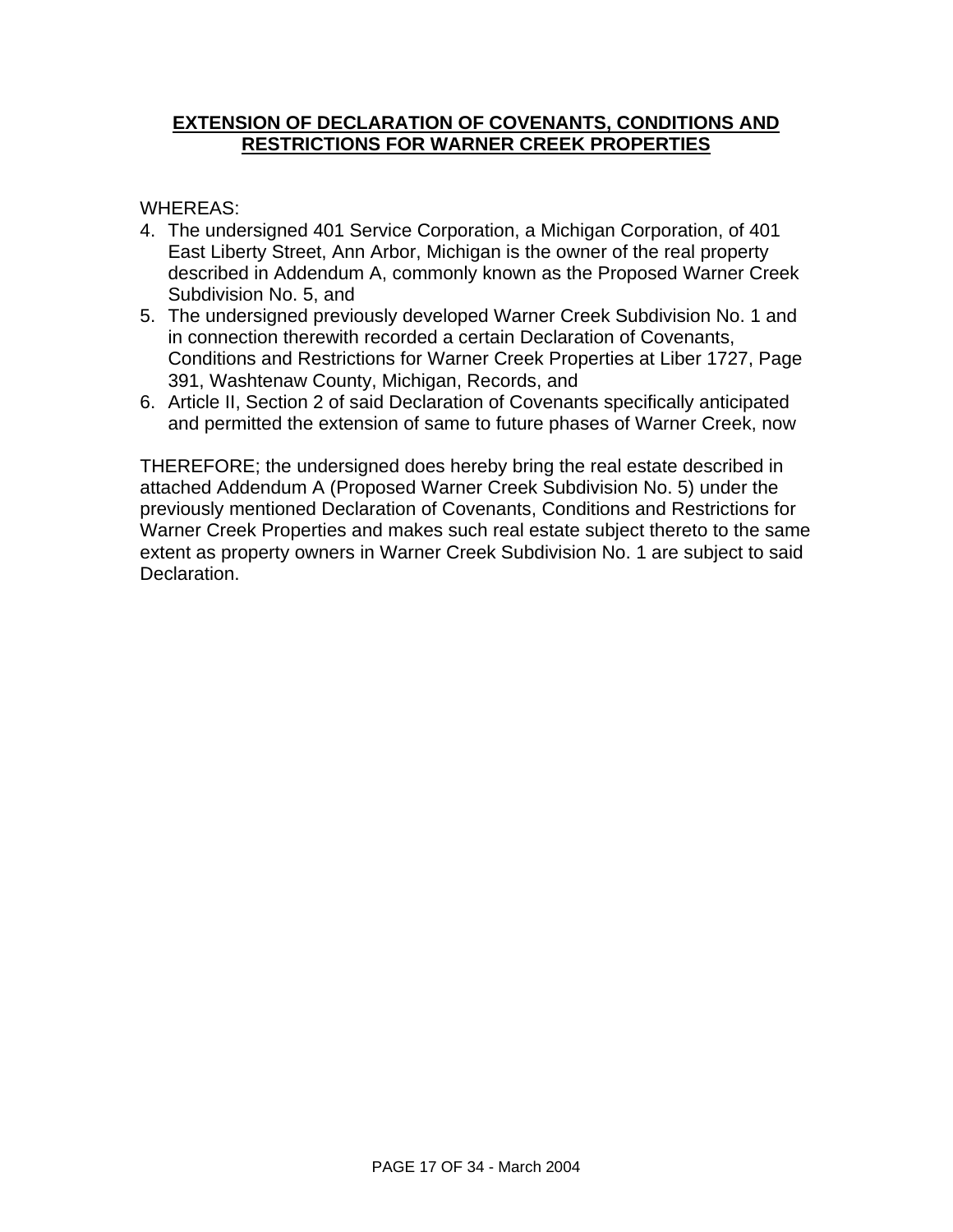**EXTENSION OF DECLARATION OF COVENANTS, CONDITIONS AND RESTRICTIONS FOR WARNER CREEK PROPERTIES**

WHEREAS:

4. The undersigned 401 Service Corporation, a Michigan Corporation, of 401 East Liberty Street, Ann Arbor, Michigan is the owner of the real property described in Addendum A, commonly known as the Proposed Warner Creek Subdivision No. 5, and
5. The undersigned previously developed Warner Creek Subdivision No. 1 and in connection therewith recorded a certain Declaration of Covenants, Conditions and Restrictions for Warner Creek Properties at Liber 1727, Page 391, Washtenaw County, Michigan, Records, and
6. Article II, Section 2 of said Declaration of Covenants specifically anticipated and permitted the extension of same to future phases of Warner Creek, now

THEREFORE; the undersigned does hereby bring the real estate described in attached Addendum A (Proposed Warner Creek Subdivision No. 5) under the previously mentioned Declaration of Covenants, Conditions and Restrictions for Warner Creek Properties and makes such real estate subject thereto to the same extent as property owners in Warner Creek Subdivision No. 1 are subject to said Declaration.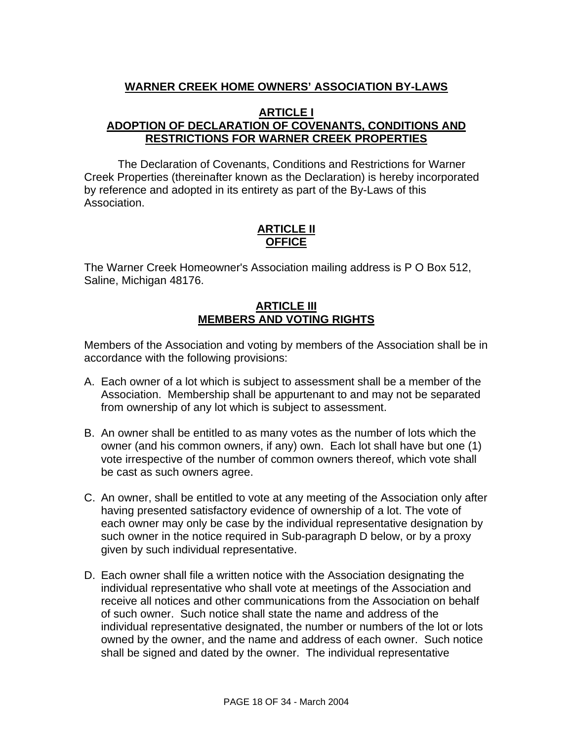# WARNER CREEK HOME OWNERS' ASSOCIATION BY-LAWS

## ARTICLE I
## ADOPTION OF DECLARATION OF COVENANTS, CONDITIONS AND RESTRICTIONS FOR WARNER CREEK PROPERTIES

The Declaration of Covenants, Conditions and Restrictions for Warner Creek Properties (thereinafter known as the Declaration) is hereby incorporated by reference and adopted in its entirety as part of the By-Laws of this Association.

## ARTICLE II
## OFFICE

The Warner Creek Homeowner's Association mailing address is P O Box 512, Saline, Michigan 48176.

## ARTICLE III
## MEMBERS AND VOTING RIGHTS

Members of the Association and voting by members of the Association shall be in accordance with the following provisions:

A. Each owner of a lot which is subject to assessment shall be a member of the Association. Membership shall be appurtenant to and may not be separated from ownership of any lot which is subject to assessment.

B. An owner shall be entitled to as many votes as the number of lots which the owner (and his common owners, if any) own. Each lot shall have but one (1) vote irrespective of the number of common owners thereof, which vote shall be cast as such owners agree.

C. An owner, shall be entitled to vote at any meeting of the Association only after having presented satisfactory evidence of ownership of a lot. The vote of each owner may only be case by the individual representative designation by such owner in the notice required in Sub-paragraph D below, or by a proxy given by such individual representative.

D. Each owner shall file a written notice with the Association designating the individual representative who shall vote at meetings of the Association and receive all notices and other communications from the Association on behalf of such owner. Such notice shall state the name and address of the individual representative designated, the number or numbers of the lot or lots owned by the owner, and the name and address of each owner. Such notice shall be signed and dated by the owner. The individual representative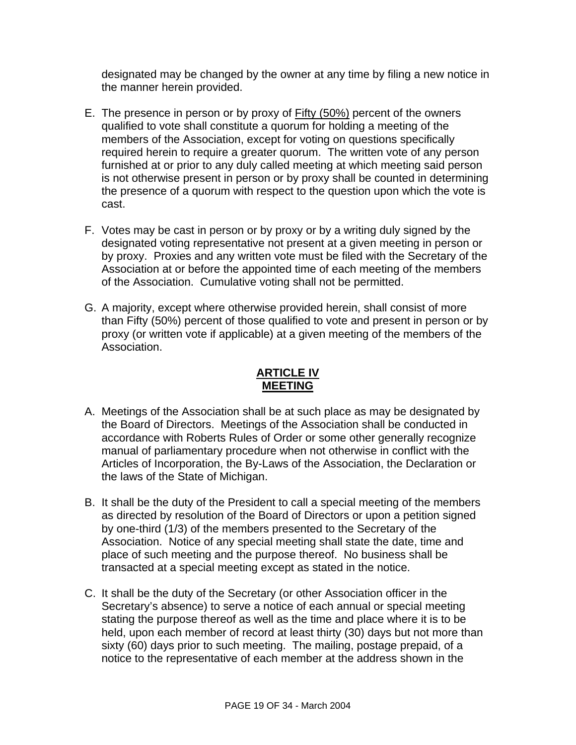designated may be changed by the owner at any time by filing a new notice in the manner herein provided.

E. The presence in person or by proxy of <u>Fifty (50%)</u> percent of the owners qualified to vote shall constitute a quorum for holding a meeting of the members of the Association, except for voting on questions specifically required herein to require a greater quorum. The written vote of any person furnished at or prior to any duly called meeting at which meeting said person is not otherwise present in person or by proxy shall be counted in determining the presence of a quorum with respect to the question upon which the vote is cast.

F. Votes may be cast in person or by proxy or by a writing duly signed by the designated voting representative not present at a given meeting in person or by proxy. Proxies and any written vote must be filed with the Secretary of the Association at or before the appointed time of each meeting of the members of the Association. Cumulative voting shall not be permitted.

G. A majority, except where otherwise provided herein, shall consist of more than Fifty (50%) percent of those qualified to vote and present in person or by proxy (or written vote if applicable) at a given meeting of the members of the Association.

## ARTICLE IV
## MEETING

A. Meetings of the Association shall be at such place as may be designated by the Board of Directors. Meetings of the Association shall be conducted in accordance with Roberts Rules of Order or some other generally recognize manual of parliamentary procedure when not otherwise in conflict with the Articles of Incorporation, the By-Laws of the Association, the Declaration or the laws of the State of Michigan.

B. It shall be the duty of the President to call a special meeting of the members as directed by resolution of the Board of Directors or upon a petition signed by one-third (1/3) of the members presented to the Secretary of the Association. Notice of any special meeting shall state the date, time and place of such meeting and the purpose thereof. No business shall be transacted at a special meeting except as stated in the notice.

C. It shall be the duty of the Secretary (or other Association officer in the Secretary's absence) to serve a notice of each annual or special meeting stating the purpose thereof as well as the time and place where it is to be held, upon each member of record at least thirty (30) days but not more than sixty (60) days prior to such meeting. The mailing, postage prepaid, of a notice to the representative of each member at the address shown in the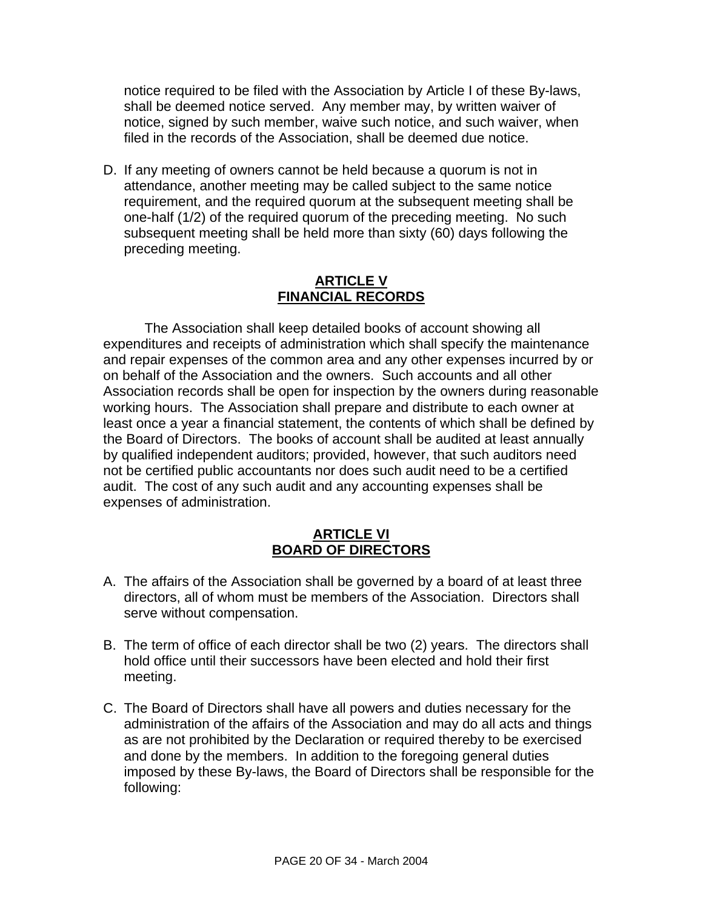notice required to be filed with the Association by Article I of these By-laws, shall be deemed notice served. Any member may, by written waiver of notice, signed by such member, waive such notice, and such waiver, when filed in the records of the Association, shall be deemed due notice.

D. If any meeting of owners cannot be held because a quorum is not in attendance, another meeting may be called subject to the same notice requirement, and the required quorum at the subsequent meeting shall be one-half (1/2) of the required quorum of the preceding meeting. No such subsequent meeting shall be held more than sixty (60) days following the preceding meeting.

## ARTICLE V
## FINANCIAL RECORDS

The Association shall keep detailed books of account showing all expenditures and receipts of administration which shall specify the maintenance and repair expenses of the common area and any other expenses incurred by or on behalf of the Association and the owners. Such accounts and all other Association records shall be open for inspection by the owners during reasonable working hours. The Association shall prepare and distribute to each owner at least once a year a financial statement, the contents of which shall be defined by the Board of Directors. The books of account shall be audited at least annually by qualified independent auditors; provided, however, that such auditors need not be certified public accountants nor does such audit need to be a certified audit. The cost of any such audit and any accounting expenses shall be expenses of administration.

## ARTICLE VI
## BOARD OF DIRECTORS

A. The affairs of the Association shall be governed by a board of at least three directors, all of whom must be members of the Association. Directors shall serve without compensation.

B. The term of office of each director shall be two (2) years. The directors shall hold office until their successors have been elected and hold their first meeting.

C. The Board of Directors shall have all powers and duties necessary for the administration of the affairs of the Association and may do all acts and things as are not prohibited by the Declaration or required thereby to be exercised and done by the members. In addition to the foregoing general duties imposed by these By-laws, the Board of Directors shall be responsible for the following: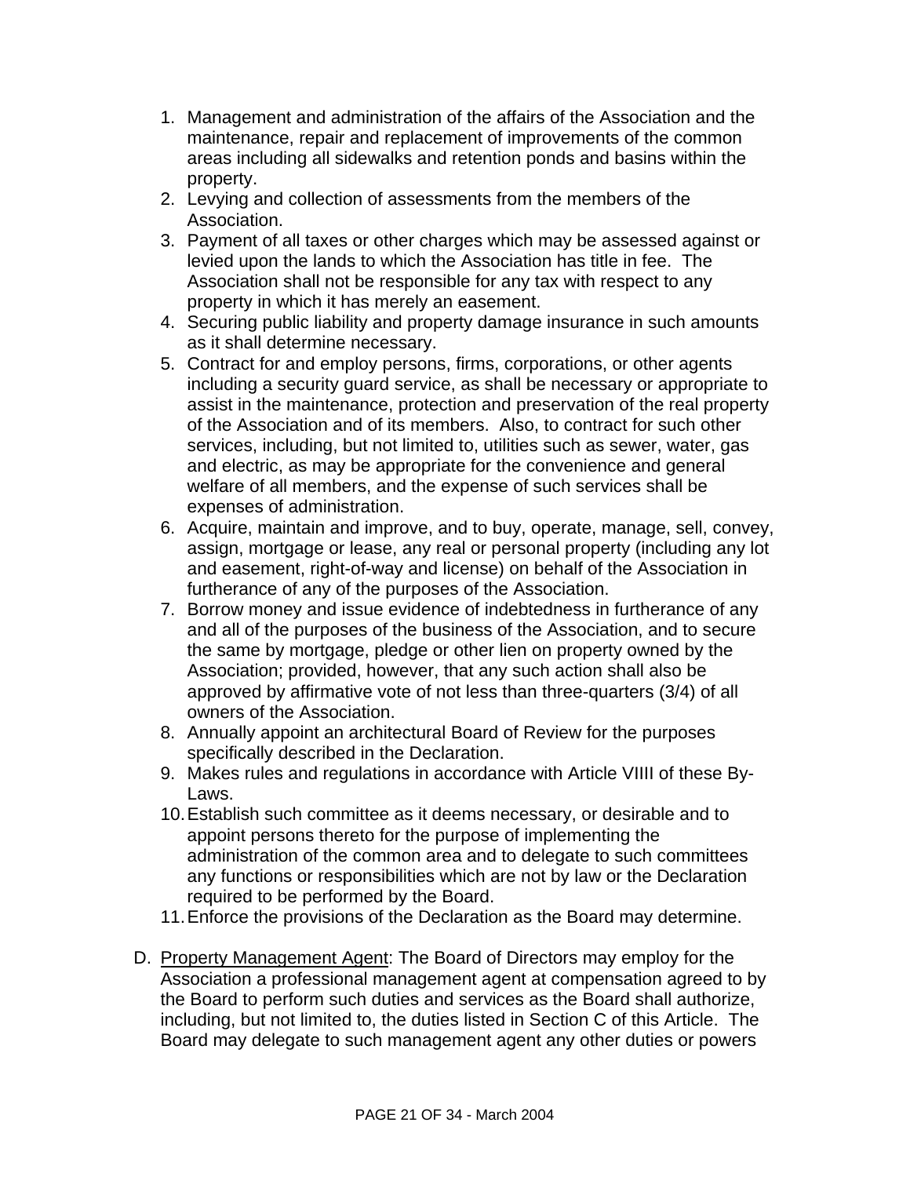1. Management and administration of the affairs of the Association and the maintenance, repair and replacement of improvements of the common areas including all sidewalks and retention ponds and basins within the property.
2. Levying and collection of assessments from the members of the Association.
3. Payment of all taxes or other charges which may be assessed against or levied upon the lands to which the Association has title in fee. The Association shall not be responsible for any tax with respect to any property in which it has merely an easement.
4. Securing public liability and property damage insurance in such amounts as it shall determine necessary.
5. Contract for and employ persons, firms, corporations, or other agents including a security guard service, as shall be necessary or appropriate to assist in the maintenance, protection and preservation of the real property of the Association and of its members. Also, to contract for such other services, including, but not limited to, utilities such as sewer, water, gas and electric, as may be appropriate for the convenience and general welfare of all members, and the expense of such services shall be expenses of administration.
6. Acquire, maintain and improve, and to buy, operate, manage, sell, convey, assign, mortgage or lease, any real or personal property (including any lot and easement, right-of-way and license) on behalf of the Association in furtherance of any of the purposes of the Association.
7. Borrow money and issue evidence of indebtedness in furtherance of any and all of the purposes of the business of the Association, and to secure the same by mortgage, pledge or other lien on property owned by the Association; provided, however, that any such action shall also be approved by affirmative vote of not less than three-quarters (3/4) of all owners of the Association.
8. Annually appoint an architectural Board of Review for the purposes specifically described in the Declaration.
9. Makes rules and regulations in accordance with Article VIIII of these By-Laws.
10. Establish such committee as it deems necessary, or desirable and to appoint persons thereto for the purpose of implementing the administration of the common area and to delegate to such committees any functions or responsibilities which are not by law or the Declaration required to be performed by the Board.
11. Enforce the provisions of the Declaration as the Board may determine.

D. Property Management Agent: The Board of Directors may employ for the Association a professional management agent at compensation agreed to by the Board to perform such duties and services as the Board shall authorize, including, but not limited to, the duties listed in Section C of this Article. The Board may delegate to such management agent any other duties or powers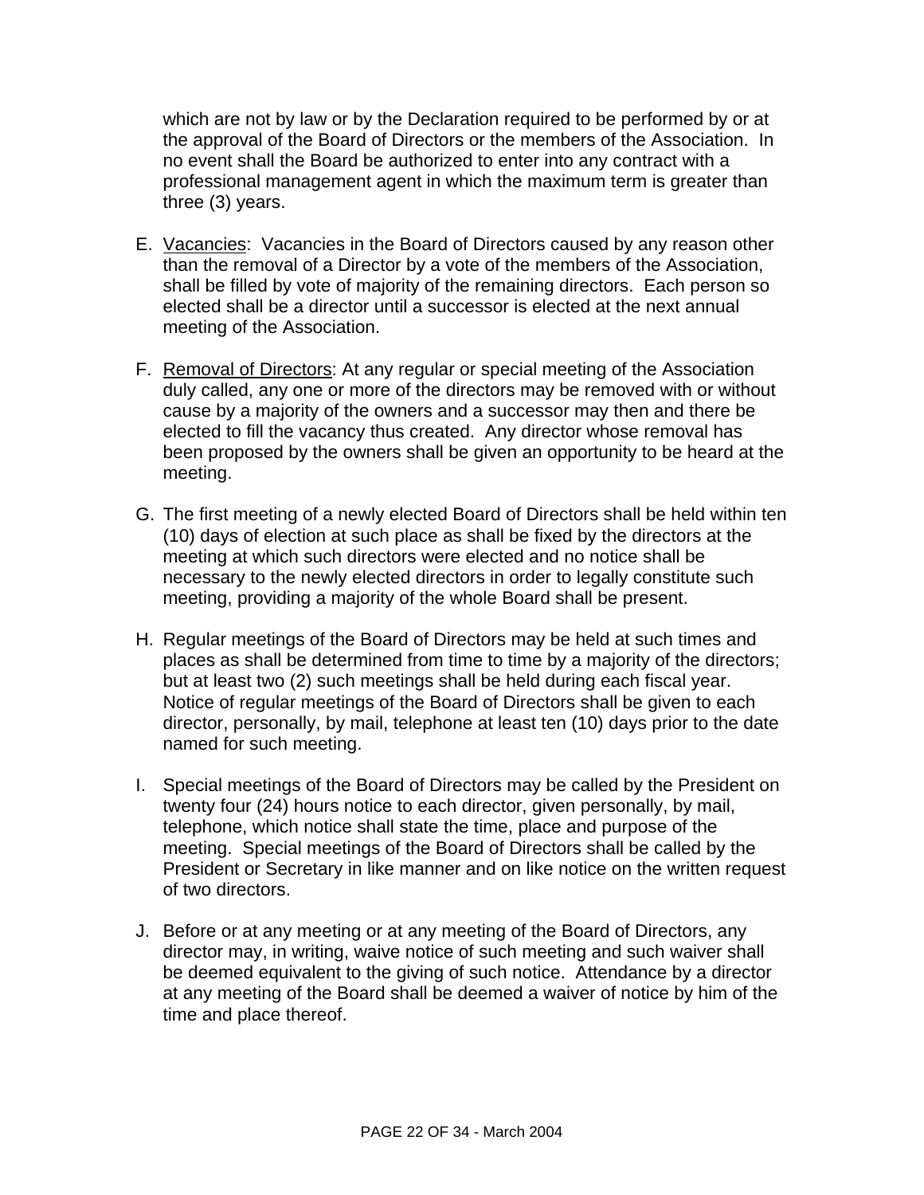which are not by law or by the Declaration required to be performed by or at the approval of the Board of Directors or the members of the Association. In no event shall the Board be authorized to enter into any contract with a professional management agent in which the maximum term is greater than three (3) years.

E. Vacancies: Vacancies in the Board of Directors caused by any reason other than the removal of a Director by a vote of the members of the Association, shall be filled by vote of majority of the remaining directors. Each person so elected shall be a director until a successor is elected at the next annual meeting of the Association.

F. Removal of Directors: At any regular or special meeting of the Association duly called, any one or more of the directors may be removed with or without cause by a majority of the owners and a successor may then and there be elected to fill the vacancy thus created. Any director whose removal has been proposed by the owners shall be given an opportunity to be heard at the meeting.

G. The first meeting of a newly elected Board of Directors shall be held within ten (10) days of election at such place as shall be fixed by the directors at the meeting at which such directors were elected and no notice shall be necessary to the newly elected directors in order to legally constitute such meeting, providing a majority of the whole Board shall be present.

H. Regular meetings of the Board of Directors may be held at such times and places as shall be determined from time to time by a majority of the directors; but at least two (2) such meetings shall be held during each fiscal year. Notice of regular meetings of the Board of Directors shall be given to each director, personally, by mail, telephone at least ten (10) days prior to the date named for such meeting.

I. Special meetings of the Board of Directors may be called by the President on twenty four (24) hours notice to each director, given personally, by mail, telephone, which notice shall state the time, place and purpose of the meeting. Special meetings of the Board of Directors shall be called by the President or Secretary in like manner and on like notice on the written request of two directors.

J. Before or at any meeting or at any meeting of the Board of Directors, any director may, in writing, waive notice of such meeting and such waiver shall be deemed equivalent to the giving of such notice. Attendance by a director at any meeting of the Board shall be deemed a waiver of notice by him of the time and place thereof.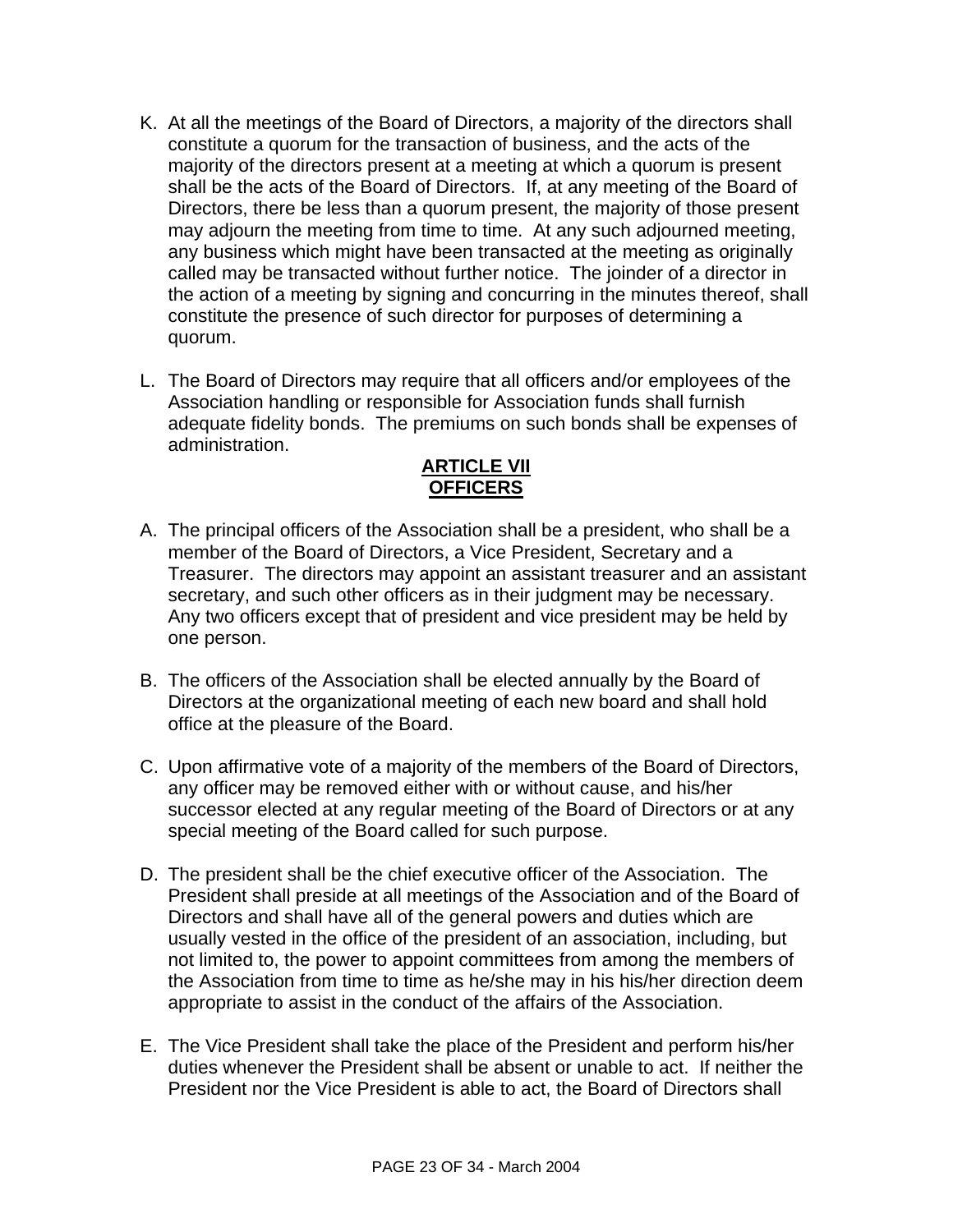K. At all the meetings of the Board of Directors, a majority of the directors shall constitute a quorum for the transaction of business, and the acts of the majority of the directors present at a meeting at which a quorum is present shall be the acts of the Board of Directors. If, at any meeting of the Board of Directors, there be less than a quorum present, the majority of those present may adjourn the meeting from time to time. At any such adjourned meeting, any business which might have been transacted at the meeting as originally called may be transacted without further notice. The joinder of a director in the action of a meeting by signing and concurring in the minutes thereof, shall constitute the presence of such director for purposes of determining a quorum.

L. The Board of Directors may require that all officers and/or employees of the Association handling or responsible for Association funds shall furnish adequate fidelity bonds. The premiums on such bonds shall be expenses of administration.

## ARTICLE VII
## OFFICERS

A. The principal officers of the Association shall be a president, who shall be a member of the Board of Directors, a Vice President, Secretary and a Treasurer. The directors may appoint an assistant treasurer and an assistant secretary, and such other officers as in their judgment may be necessary. Any two officers except that of president and vice president may be held by one person.

B. The officers of the Association shall be elected annually by the Board of Directors at the organizational meeting of each new board and shall hold office at the pleasure of the Board.

C. Upon affirmative vote of a majority of the members of the Board of Directors, any officer may be removed either with or without cause, and his/her successor elected at any regular meeting of the Board of Directors or at any special meeting of the Board called for such purpose.

D. The president shall be the chief executive officer of the Association. The President shall preside at all meetings of the Association and of the Board of Directors and shall have all of the general powers and duties which are usually vested in the office of the president of an association, including, but not limited to, the power to appoint committees from among the members of the Association from time to time as he/she may in his his/her direction deem appropriate to assist in the conduct of the affairs of the Association.

E. The Vice President shall take the place of the President and perform his/her duties whenever the President shall be absent or unable to act. If neither the President nor the Vice President is able to act, the Board of Directors shall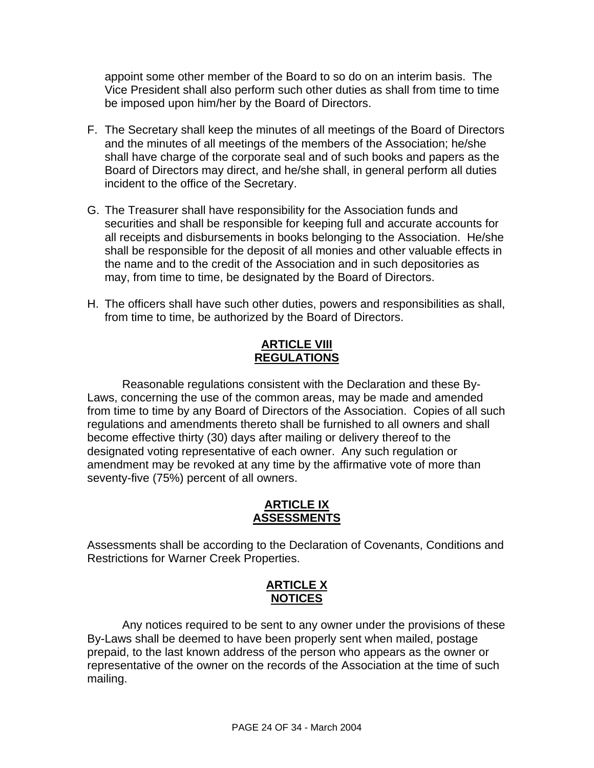appoint some other member of the Board to so do on an interim basis. The Vice President shall also perform such other duties as shall from time to time be imposed upon him/her by the Board of Directors.

F. The Secretary shall keep the minutes of all meetings of the Board of Directors and the minutes of all meetings of the members of the Association; he/she shall have charge of the corporate seal and of such books and papers as the Board of Directors may direct, and he/she shall, in general perform all duties incident to the office of the Secretary.

G. The Treasurer shall have responsibility for the Association funds and securities and shall be responsible for keeping full and accurate accounts for all receipts and disbursements in books belonging to the Association. He/she shall be responsible for the deposit of all monies and other valuable effects in the name and to the credit of the Association and in such depositories as may, from time to time, be designated by the Board of Directors.

H. The officers shall have such other duties, powers and responsibilities as shall, from time to time, be authorized by the Board of Directors.

## ARTICLE VIII
## REGULATIONS

Reasonable regulations consistent with the Declaration and these By-Laws, concerning the use of the common areas, may be made and amended from time to time by any Board of Directors of the Association. Copies of all such regulations and amendments thereto shall be furnished to all owners and shall become effective thirty (30) days after mailing or delivery thereof to the designated voting representative of each owner. Any such regulation or amendment may be revoked at any time by the affirmative vote of more than seventy-five (75%) percent of all owners.

## ARTICLE IX
## ASSESSMENTS

Assessments shall be according to the Declaration of Covenants, Conditions and Restrictions for Warner Creek Properties.

## ARTICLE X
## NOTICES

Any notices required to be sent to any owner under the provisions of these By-Laws shall be deemed to have been properly sent when mailed, postage prepaid, to the last known address of the person who appears as the owner or representative of the owner on the records of the Association at the time of such mailing.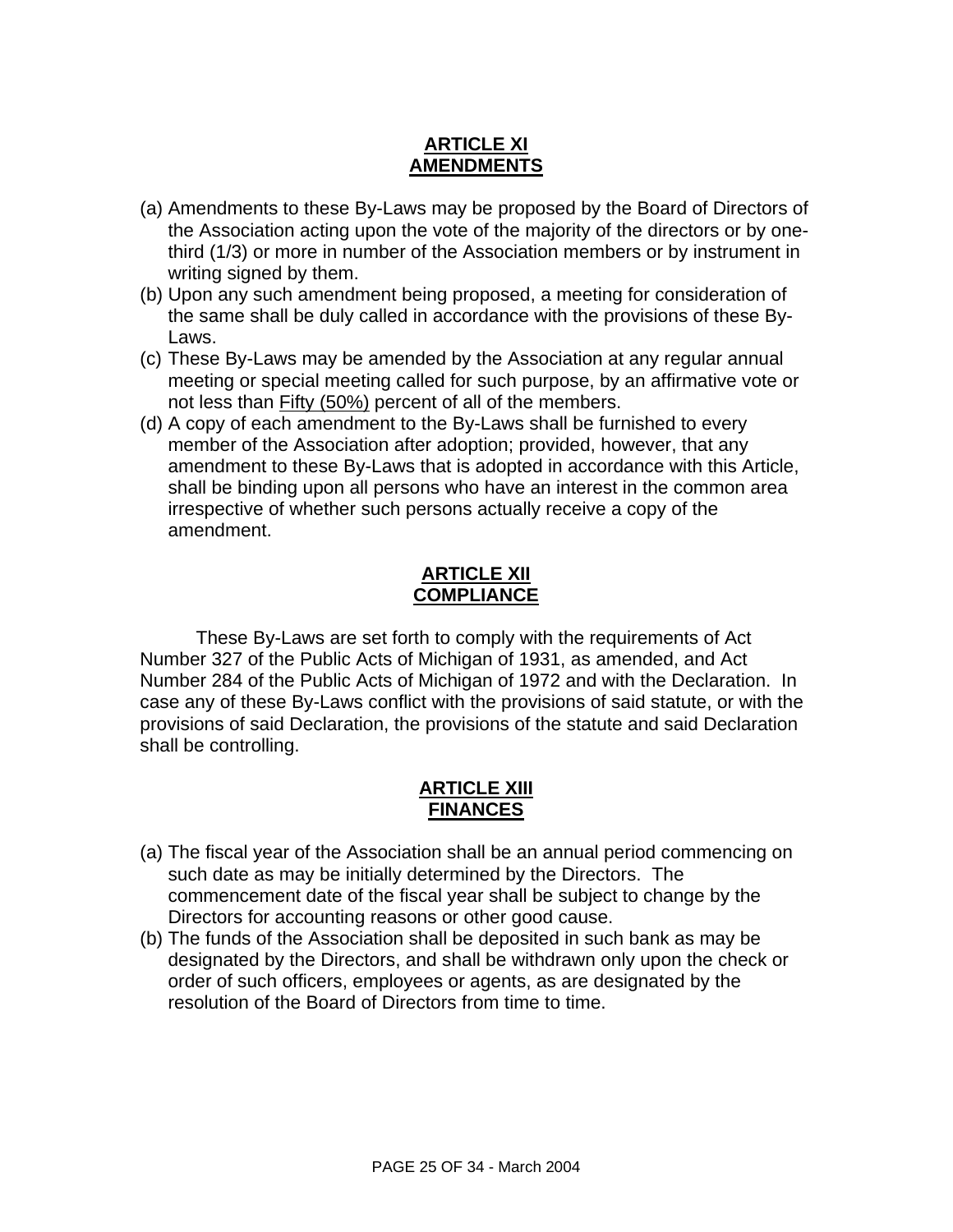## ARTICLE XI
## AMENDMENTS

(a) Amendments to these By-Laws may be proposed by the Board of Directors of the Association acting upon the vote of the majority of the directors or by one-third (1/3) or more in number of the Association members or by instrument in writing signed by them.
(b) Upon any such amendment being proposed, a meeting for consideration of the same shall be duly called in accordance with the provisions of these By-Laws.
(c) These By-Laws may be amended by the Association at any regular annual meeting or special meeting called for such purpose, by an affirmative vote or not less than Fifty (50%) percent of all of the members.
(d) A copy of each amendment to the By-Laws shall be furnished to every member of the Association after adoption; provided, however, that any amendment to these By-Laws that is adopted in accordance with this Article, shall be binding upon all persons who have an interest in the common area irrespective of whether such persons actually receive a copy of the amendment.

## ARTICLE XII
## COMPLIANCE

These By-Laws are set forth to comply with the requirements of Act Number 327 of the Public Acts of Michigan of 1931, as amended, and Act Number 284 of the Public Acts of Michigan of 1972 and with the Declaration. In case any of these By-Laws conflict with the provisions of said statute, or with the provisions of said Declaration, the provisions of the statute and said Declaration shall be controlling.

## ARTICLE XIII
## FINANCES

(a) The fiscal year of the Association shall be an annual period commencing on such date as may be initially determined by the Directors. The commencement date of the fiscal year shall be subject to change by the Directors for accounting reasons or other good cause.
(b) The funds of the Association shall be deposited in such bank as may be designated by the Directors, and shall be withdrawn only upon the check or order of such officers, employees or agents, as are designated by the resolution of the Board of Directors from time to time.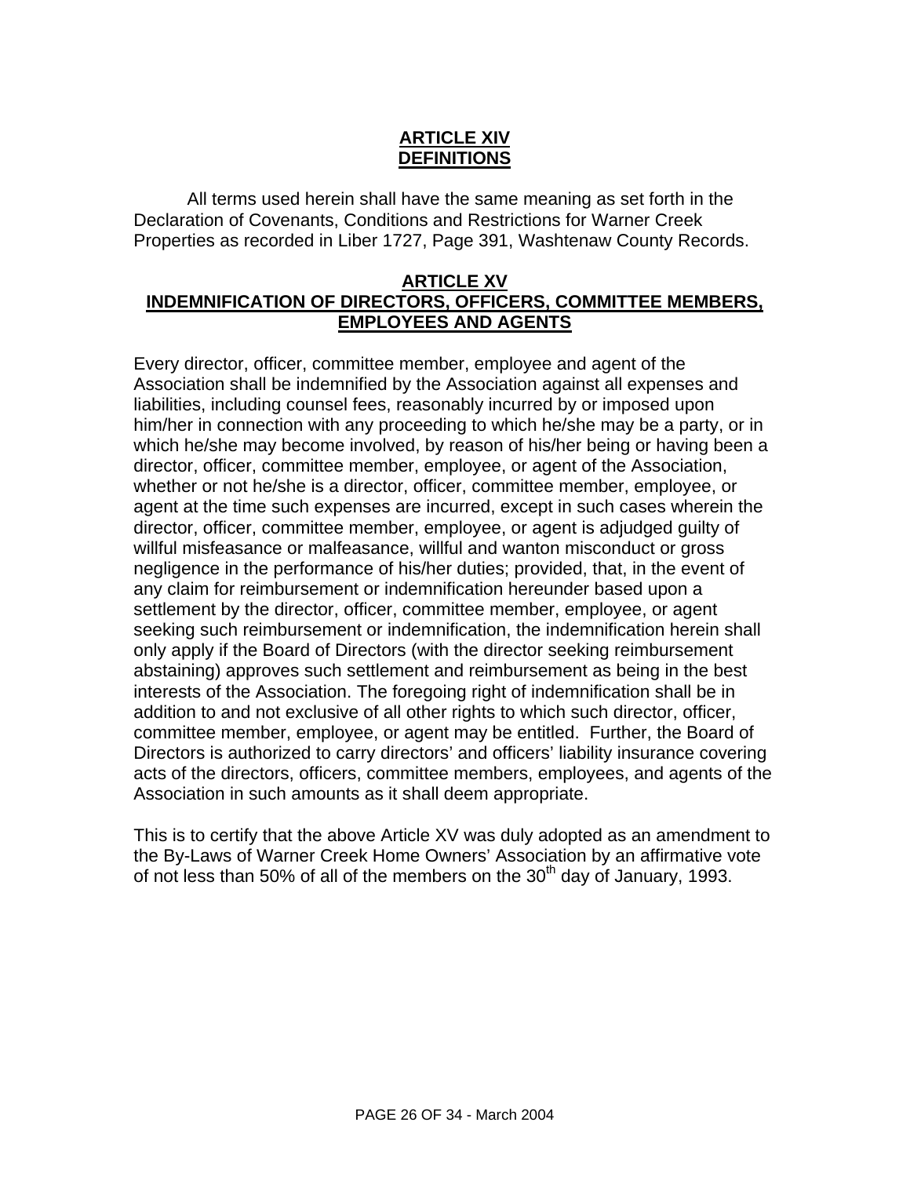## ARTICLE XIV
## DEFINITIONS

All terms used herein shall have the same meaning as set forth in the Declaration of Covenants, Conditions and Restrictions for Warner Creek Properties as recorded in Liber 1727, Page 391, Washtenaw County Records.

## ARTICLE XV
## INDEMNIFICATION OF DIRECTORS, OFFICERS, COMMITTEE MEMBERS, EMPLOYEES AND AGENTS

Every director, officer, committee member, employee and agent of the Association shall be indemnified by the Association against all expenses and liabilities, including counsel fees, reasonably incurred by or imposed upon him/her in connection with any proceeding to which he/she may be a party, or in which he/she may become involved, by reason of his/her being or having been a director, officer, committee member, employee, or agent of the Association, whether or not he/she is a director, officer, committee member, employee, or agent at the time such expenses are incurred, except in such cases wherein the director, officer, committee member, employee, or agent is adjudged guilty of willful misfeasance or malfeasance, willful and wanton misconduct or gross negligence in the performance of his/her duties; provided, that, in the event of any claim for reimbursement or indemnification hereunder based upon a settlement by the director, officer, committee member, employee, or agent seeking such reimbursement or indemnification, the indemnification herein shall only apply if the Board of Directors (with the director seeking reimbursement abstaining) approves such settlement and reimbursement as being in the best interests of the Association. The foregoing right of indemnification shall be in addition to and not exclusive of all other rights to which such director, officer, committee member, employee, or agent may be entitled. Further, the Board of Directors is authorized to carry directors' and officers' liability insurance covering acts of the directors, officers, committee members, employees, and agents of the Association in such amounts as it shall deem appropriate.

This is to certify that the above Article XV was duly adopted as an amendment to the By-Laws of Warner Creek Home Owners' Association by an affirmative vote of not less than 50% of all of the members on the 30th day of January, 1993.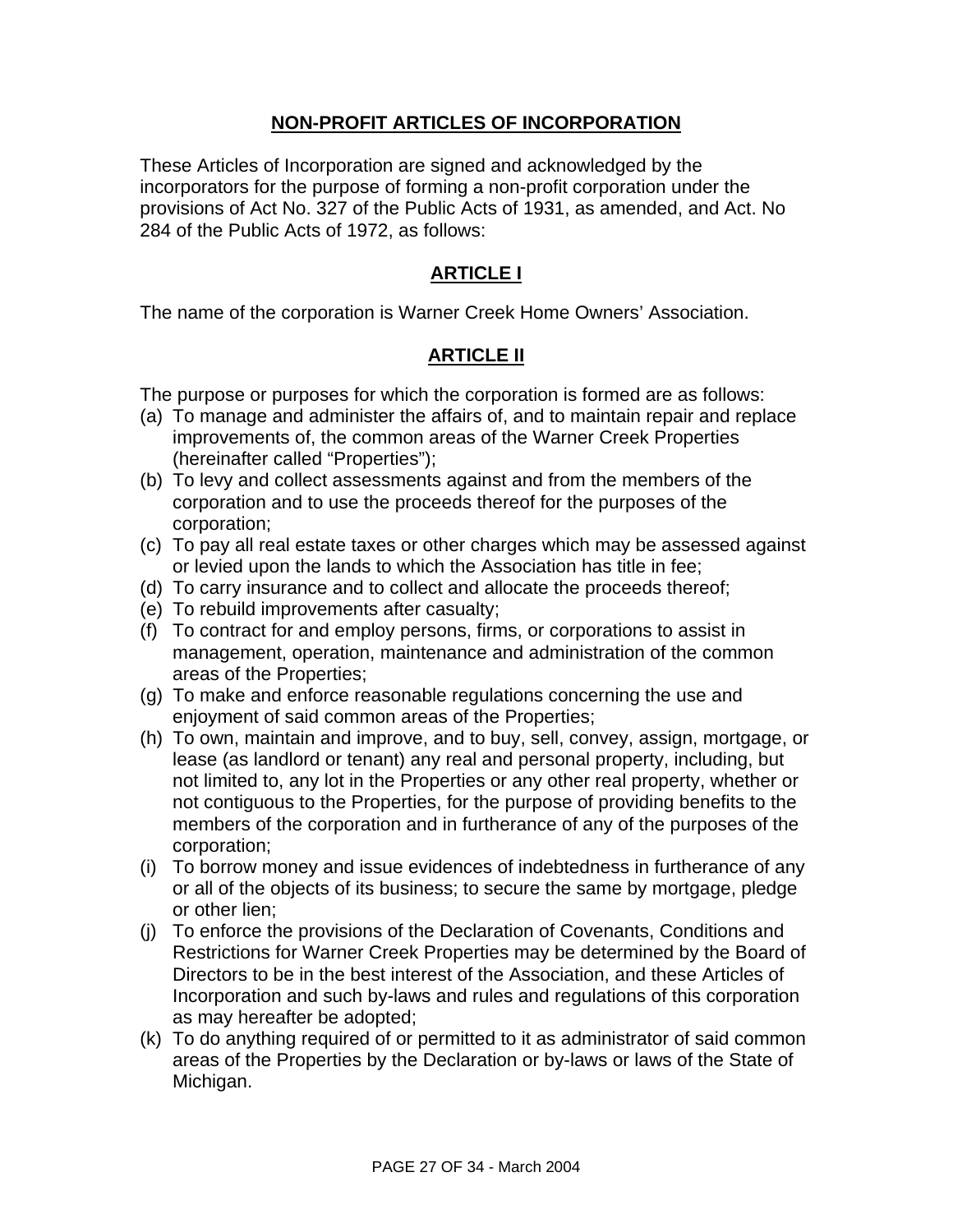# NON-PROFIT ARTICLES OF INCORPORATION

These Articles of Incorporation are signed and acknowledged by the incorporators for the purpose of forming a non-profit corporation under the provisions of Act No. 327 of the Public Acts of 1931, as amended, and Act. No 284 of the Public Acts of 1972, as follows:

## ARTICLE I

The name of the corporation is Warner Creek Home Owners' Association.

## ARTICLE II

The purpose or purposes for which the corporation is formed are as follows:

(a) To manage and administer the affairs of, and to maintain repair and replace improvements of, the common areas of the Warner Creek Properties (hereinafter called "Properties");
(b) To levy and collect assessments against and from the members of the corporation and to use the proceeds thereof for the purposes of the corporation;
(c) To pay all real estate taxes or other charges which may be assessed against or levied upon the lands to which the Association has title in fee;
(d) To carry insurance and to collect and allocate the proceeds thereof;
(e) To rebuild improvements after casualty;
(f) To contract for and employ persons, firms, or corporations to assist in management, operation, maintenance and administration of the common areas of the Properties;
(g) To make and enforce reasonable regulations concerning the use and enjoyment of said common areas of the Properties;
(h) To own, maintain and improve, and to buy, sell, convey, assign, mortgage, or lease (as landlord or tenant) any real and personal property, including, but not limited to, any lot in the Properties or any other real property, whether or not contiguous to the Properties, for the purpose of providing benefits to the members of the corporation and in furtherance of any of the purposes of the corporation;
(i) To borrow money and issue evidences of indebtedness in furtherance of any or all of the objects of its business; to secure the same by mortgage, pledge or other lien;
(j) To enforce the provisions of the Declaration of Covenants, Conditions and Restrictions for Warner Creek Properties may be determined by the Board of Directors to be in the best interest of the Association, and these Articles of Incorporation and such by-laws and rules and regulations of this corporation as may hereafter be adopted;
(k) To do anything required of or permitted to it as administrator of said common areas of the Properties by the Declaration or by-laws or laws of the State of Michigan.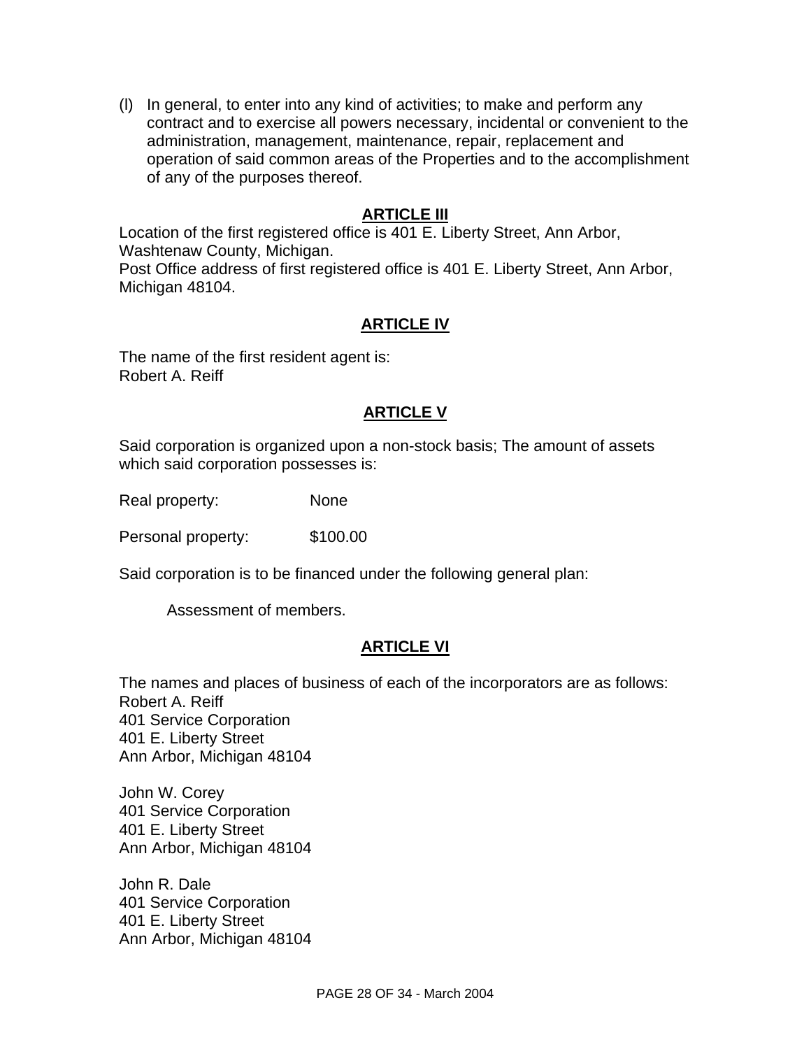(l) In general, to enter into any kind of activities; to make and perform any contract and to exercise all powers necessary, incidental or convenient to the administration, management, maintenance, repair, replacement and operation of said common areas of the Properties and to the accomplishment of any of the purposes thereof.

## ARTICLE III

Location of the first registered office is 401 E. Liberty Street, Ann Arbor, Washtenaw County, Michigan.
Post Office address of first registered office is 401 E. Liberty Street, Ann Arbor, Michigan 48104.

## ARTICLE IV

The name of the first resident agent is:
Robert A. Reiff

## ARTICLE V

Said corporation is organized upon a non-stock basis; The amount of assets which said corporation possesses is:

Real property: None

Personal property: $100.00

Said corporation is to be financed under the following general plan:

Assessment of members.

## ARTICLE VI

The names and places of business of each of the incorporators are as follows:

Robert A. Reiff
401 Service Corporation
401 E. Liberty Street
Ann Arbor, Michigan 48104

John W. Corey
401 Service Corporation
401 E. Liberty Street
Ann Arbor, Michigan 48104

John R. Dale
401 Service Corporation
401 E. Liberty Street
Ann Arbor, Michigan 48104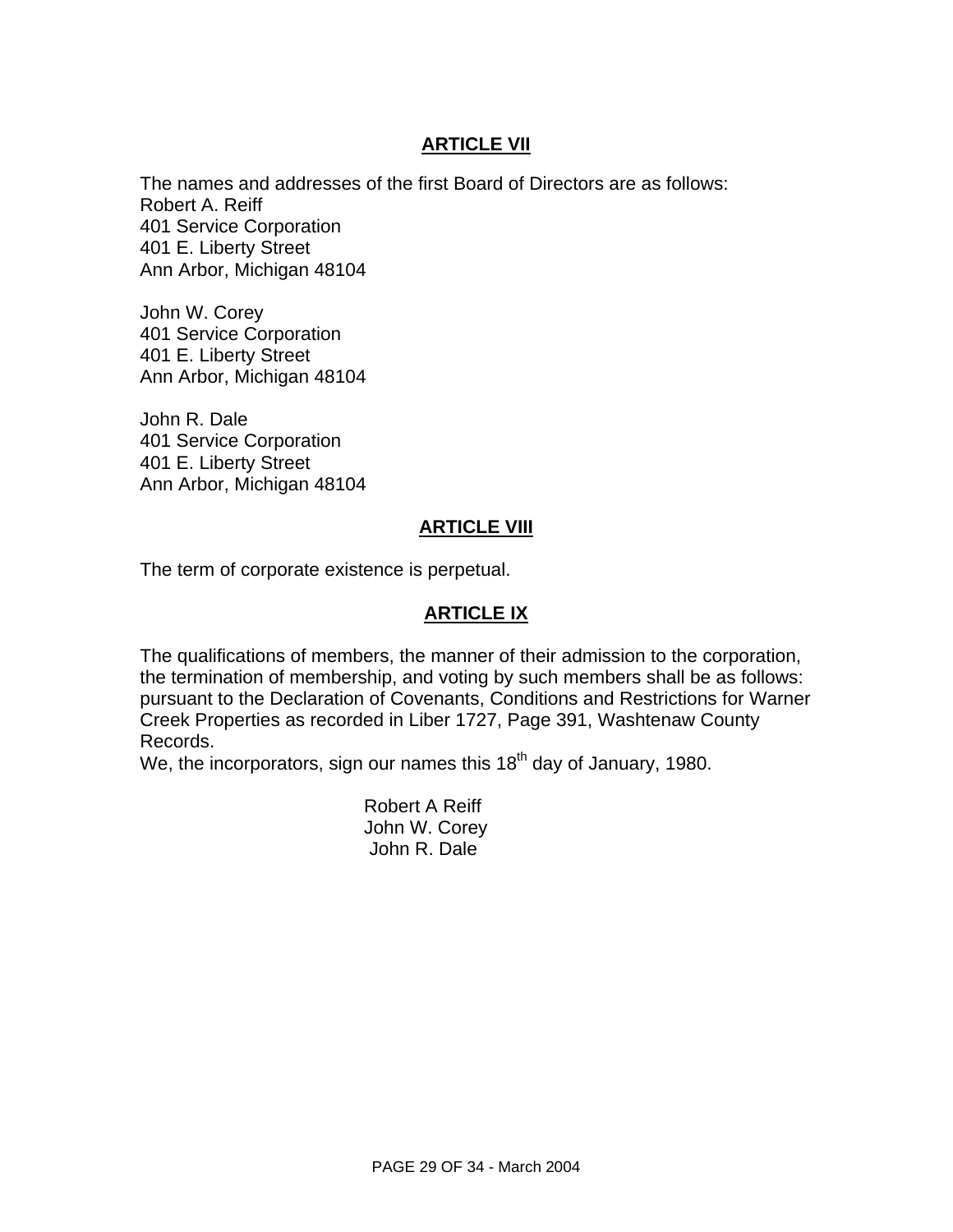## ARTICLE VII

The names and addresses of the first Board of Directors are as follows:
Robert A. Reiff
401 Service Corporation
401 E. Liberty Street
Ann Arbor, Michigan 48104

John W. Corey
401 Service Corporation
401 E. Liberty Street
Ann Arbor, Michigan 48104

John R. Dale
401 Service Corporation
401 E. Liberty Street
Ann Arbor, Michigan 48104

## ARTICLE VIII

The term of corporate existence is perpetual.

## ARTICLE IX

The qualifications of members, the manner of their admission to the corporation, the termination of membership, and voting by such members shall be as follows: pursuant to the Declaration of Covenants, Conditions and Restrictions for Warner Creek Properties as recorded in Liber 1727, Page 391, Washtenaw County Records.
We, the incorporators, sign our names this 18th day of January, 1980.

Robert A Reiff
John W. Corey
John R. Dale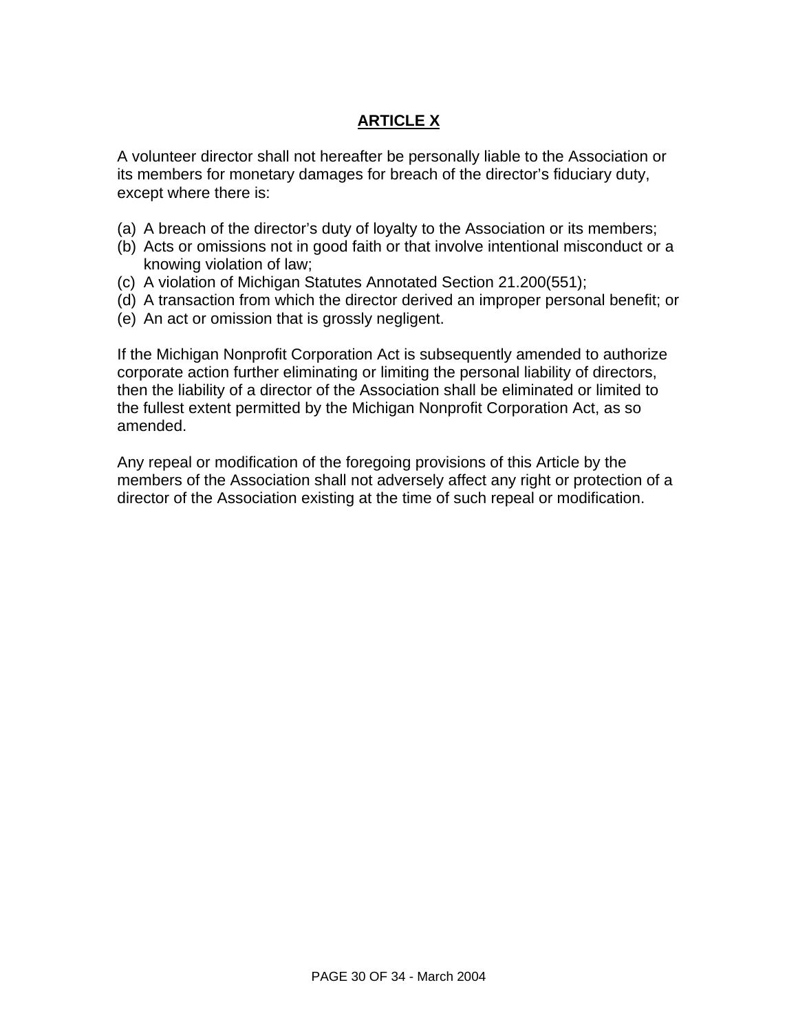## ARTICLE X

A volunteer director shall not hereafter be personally liable to the Association or its members for monetary damages for breach of the director's fiduciary duty, except where there is:

(a) A breach of the director's duty of loyalty to the Association or its members;
(b) Acts or omissions not in good faith or that involve intentional misconduct or a knowing violation of law;
(c) A violation of Michigan Statutes Annotated Section 21.200(551);
(d) A transaction from which the director derived an improper personal benefit; or
(e) An act or omission that is grossly negligent.

If the Michigan Nonprofit Corporation Act is subsequently amended to authorize corporate action further eliminating or limiting the personal liability of directors, then the liability of a director of the Association shall be eliminated or limited to the fullest extent permitted by the Michigan Nonprofit Corporation Act, as so amended.

Any repeal or modification of the foregoing provisions of this Article by the members of the Association shall not adversely affect any right or protection of a director of the Association existing at the time of such repeal or modification.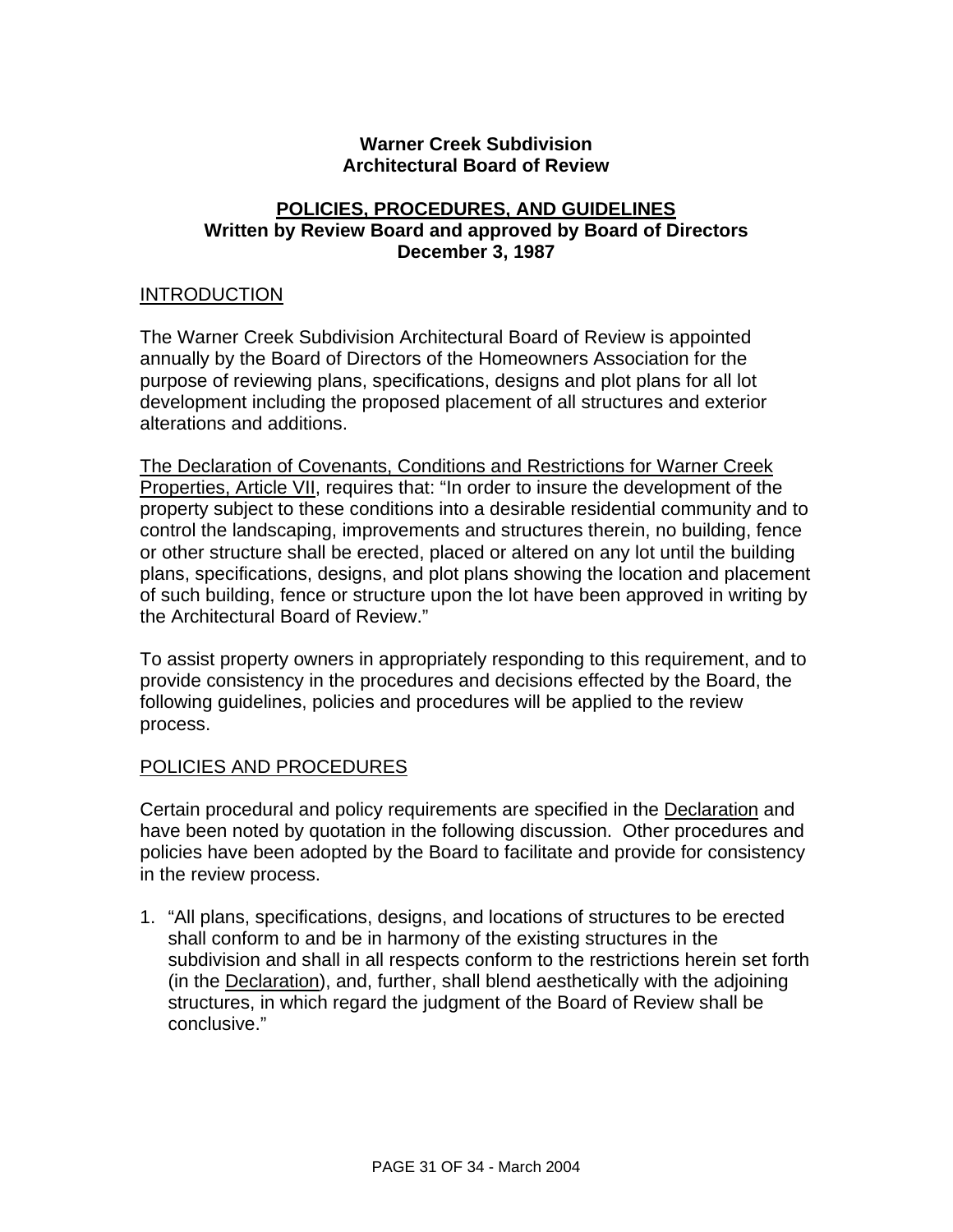**Warner Creek Subdivision**
**Architectural Board of Review**

**POLICIES, PROCEDURES, AND GUIDELINES**
**Written by Review Board and approved by Board of Directors**
**December 3, 1987**

## INTRODUCTION

The Warner Creek Subdivision Architectural Board of Review is appointed annually by the Board of Directors of the Homeowners Association for the purpose of reviewing plans, specifications, designs and plot plans for all lot development including the proposed placement of all structures and exterior alterations and additions.

The Declaration of Covenants, Conditions and Restrictions for Warner Creek Properties, Article VII, requires that: "In order to insure the development of the property subject to these conditions into a desirable residential community and to control the landscaping, improvements and structures therein, no building, fence or other structure shall be erected, placed or altered on any lot until the building plans, specifications, designs, and plot plans showing the location and placement of such building, fence or structure upon the lot have been approved in writing by the Architectural Board of Review."

To assist property owners in appropriately responding to this requirement, and to provide consistency in the procedures and decisions effected by the Board, the following guidelines, policies and procedures will be applied to the review process.

## POLICIES AND PROCEDURES

Certain procedural and policy requirements are specified in the Declaration and have been noted by quotation in the following discussion. Other procedures and policies have been adopted by the Board to facilitate and provide for consistency in the review process.

1. "All plans, specifications, designs, and locations of structures to be erected shall conform to and be in harmony of the existing structures in the subdivision and shall in all respects conform to the restrictions herein set forth (in the Declaration), and, further, shall blend aesthetically with the adjoining structures, in which regard the judgment of the Board of Review shall be conclusive."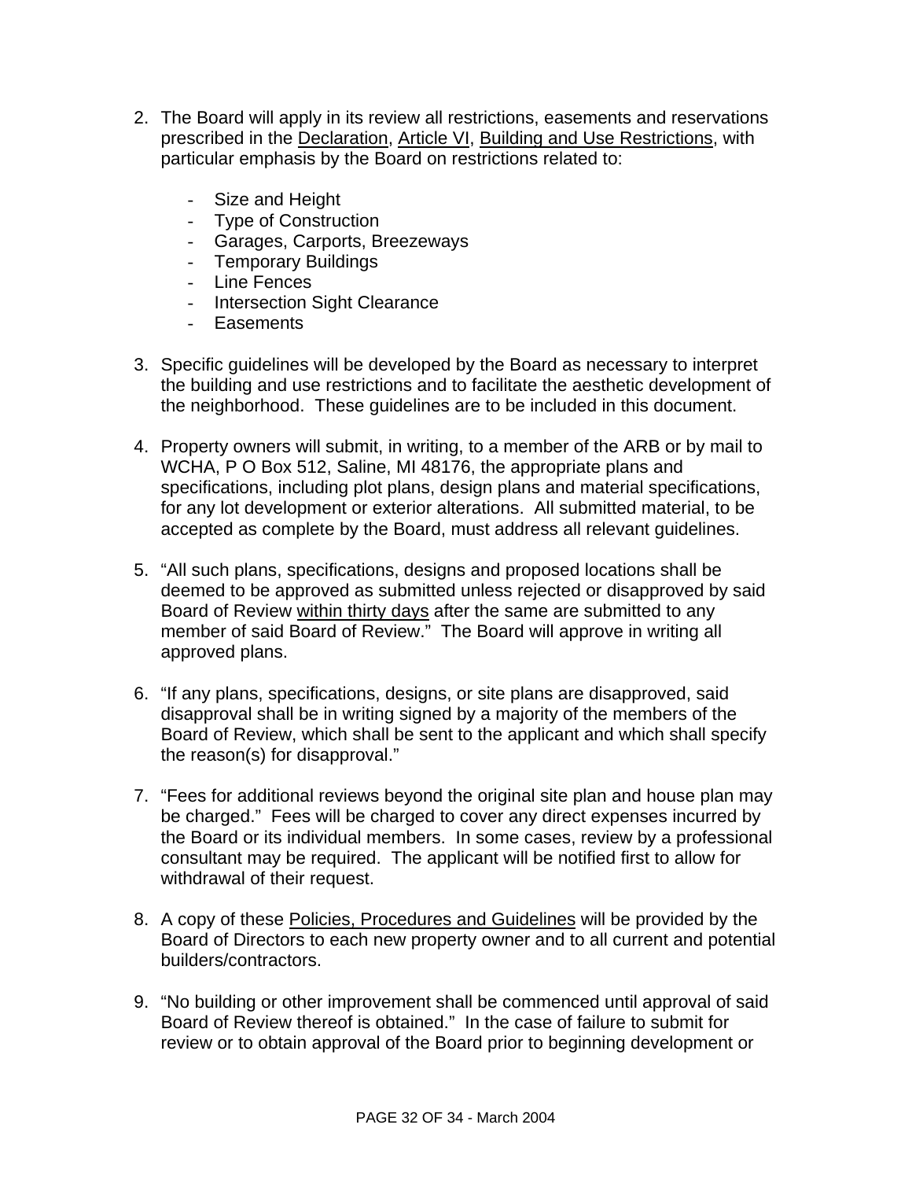2. The Board will apply in its review all restrictions, easements and reservations prescribed in the Declaration, Article VI, Building and Use Restrictions, with particular emphasis by the Board on restrictions related to:

   - Size and Height
   - Type of Construction
   - Garages, Carports, Breezeways
   - Temporary Buildings
   - Line Fences
   - Intersection Sight Clearance
   - Easements

3. Specific guidelines will be developed by the Board as necessary to interpret the building and use restrictions and to facilitate the aesthetic development of the neighborhood. These guidelines are to be included in this document.

4. Property owners will submit, in writing, to a member of the ARB or by mail to WCHA, P O Box 512, Saline, MI 48176, the appropriate plans and specifications, including plot plans, design plans and material specifications, for any lot development or exterior alterations. All submitted material, to be accepted as complete by the Board, must address all relevant guidelines.

5. "All such plans, specifications, designs and proposed locations shall be deemed to be approved as submitted unless rejected or disapproved by said Board of Review within thirty days after the same are submitted to any member of said Board of Review." The Board will approve in writing all approved plans.

6. "If any plans, specifications, designs, or site plans are disapproved, said disapproval shall be in writing signed by a majority of the members of the Board of Review, which shall be sent to the applicant and which shall specify the reason(s) for disapproval."

7. "Fees for additional reviews beyond the original site plan and house plan may be charged." Fees will be charged to cover any direct expenses incurred by the Board or its individual members. In some cases, review by a professional consultant may be required. The applicant will be notified first to allow for withdrawal of their request.

8. A copy of these Policies, Procedures and Guidelines will be provided by the Board of Directors to each new property owner and to all current and potential builders/contractors.

9. "No building or other improvement shall be commenced until approval of said Board of Review thereof is obtained." In the case of failure to submit for review or to obtain approval of the Board prior to beginning development or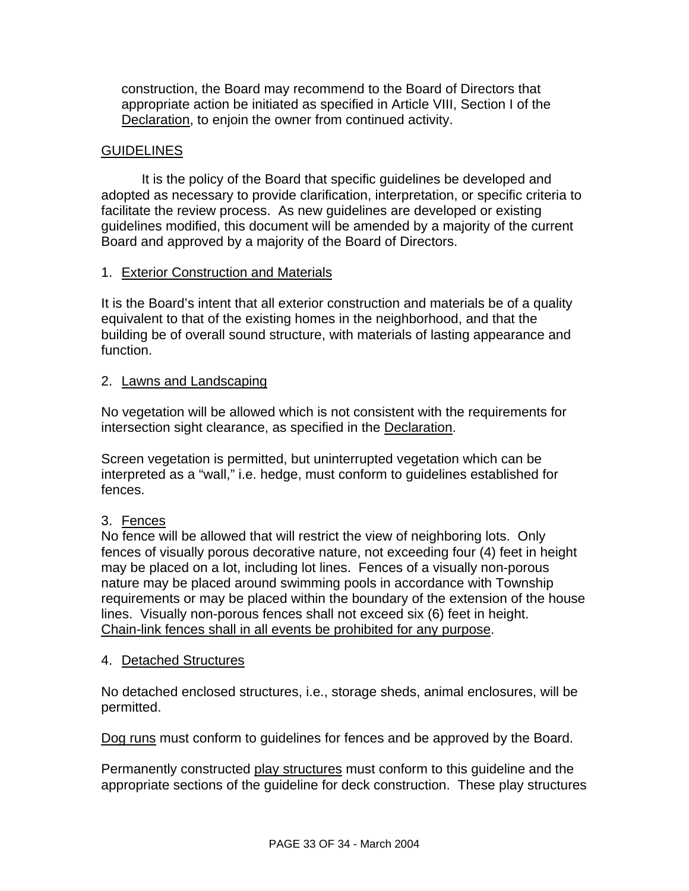construction, the Board may recommend to the Board of Directors that appropriate action be initiated as specified in Article VIII, Section I of the Declaration, to enjoin the owner from continued activity.

## GUIDELINES

It is the policy of the Board that specific guidelines be developed and adopted as necessary to provide clarification, interpretation, or specific criteria to facilitate the review process. As new guidelines are developed or existing guidelines modified, this document will be amended by a majority of the current Board and approved by a majority of the Board of Directors.

### 1. Exterior Construction and Materials

It is the Board's intent that all exterior construction and materials be of a quality equivalent to that of the existing homes in the neighborhood, and that the building be of overall sound structure, with materials of lasting appearance and function.

### 2. Lawns and Landscaping

No vegetation will be allowed which is not consistent with the requirements for intersection sight clearance, as specified in the Declaration.

Screen vegetation is permitted, but uninterrupted vegetation which can be interpreted as a "wall," i.e. hedge, must conform to guidelines established for fences.

### 3. Fences

No fence will be allowed that will restrict the view of neighboring lots. Only fences of visually porous decorative nature, not exceeding four (4) feet in height may be placed on a lot, including lot lines. Fences of a visually non-porous nature may be placed around swimming pools in accordance with Township requirements or may be placed within the boundary of the extension of the house lines. Visually non-porous fences shall not exceed six (6) feet in height. Chain-link fences shall in all events be prohibited for any purpose.

### 4. Detached Structures

No detached enclosed structures, i.e., storage sheds, animal enclosures, will be permitted.

Dog runs must conform to guidelines for fences and be approved by the Board.

Permanently constructed play structures must conform to this guideline and the appropriate sections of the guideline for deck construction. These play structures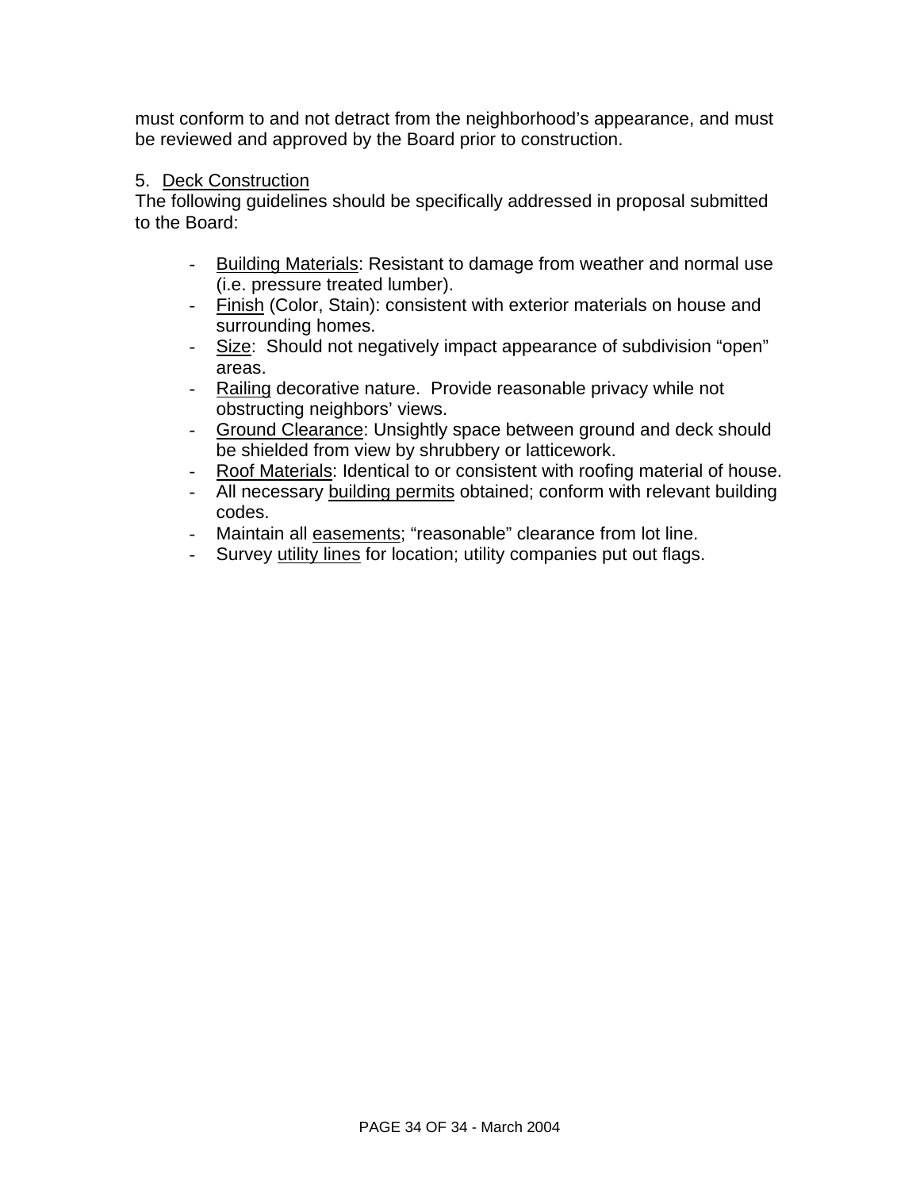must conform to and not detract from the neighborhood's appearance, and must be reviewed and approved by the Board prior to construction.

5. Deck Construction

The following guidelines should be specifically addressed in proposal submitted to the Board:

- Building Materials: Resistant to damage from weather and normal use (i.e. pressure treated lumber).
- Finish (Color, Stain): consistent with exterior materials on house and surrounding homes.
- Size: Should not negatively impact appearance of subdivision "open" areas.
- Railing decorative nature. Provide reasonable privacy while not obstructing neighbors' views.
- Ground Clearance: Unsightly space between ground and deck should be shielded from view by shrubbery or latticework.
- Roof Materials: Identical to or consistent with roofing material of house.
- All necessary building permits obtained; conform with relevant building codes.
- Maintain all easements; "reasonable" clearance from lot line.
- Survey utility lines for location; utility companies put out flags.